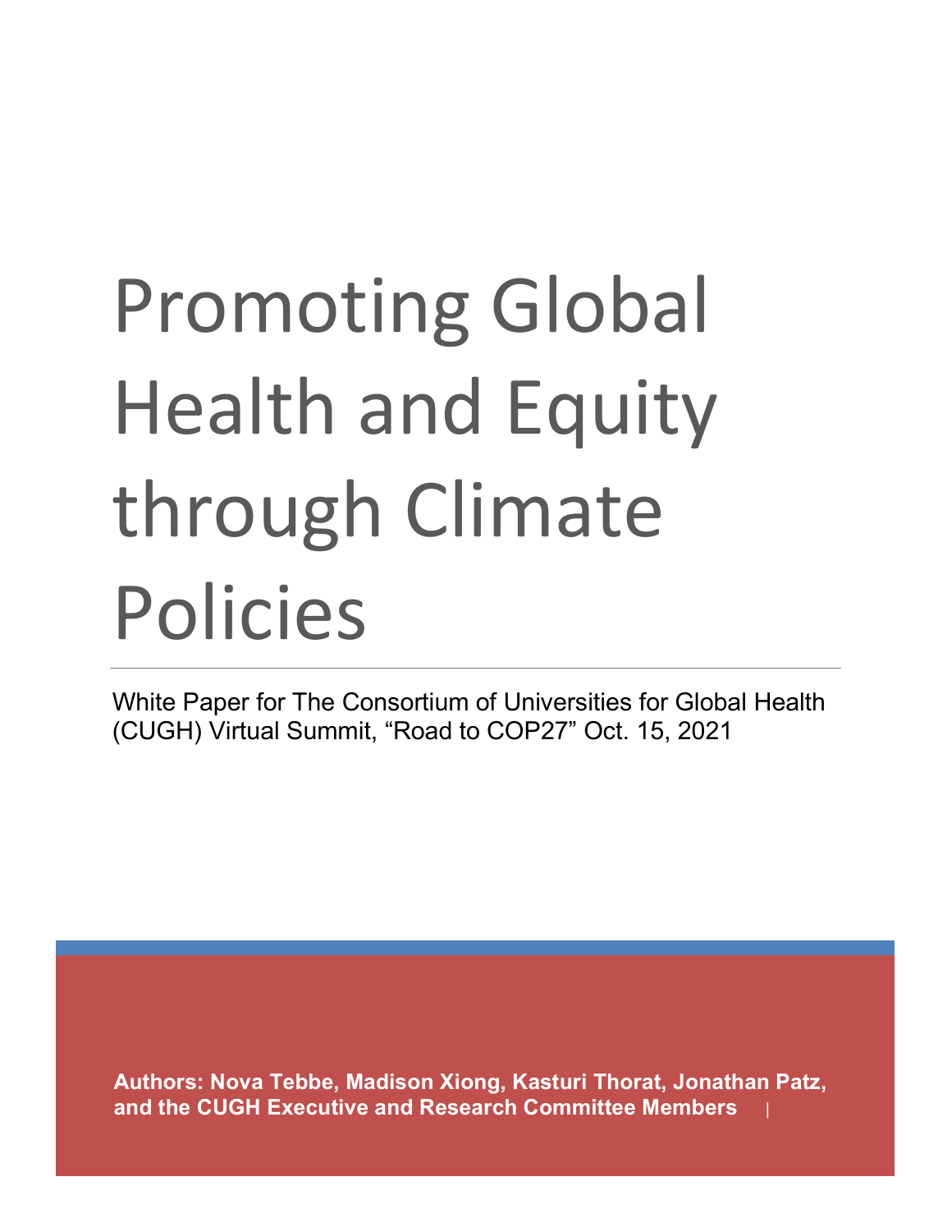# Promoting Global Health and Equity through Climate Policies

White Paper for The Consortium of Universities for Global Health (CUGH) Virtual Summit, "Road to COP27" Oct. 15, 2021

**Authors: Nova Tebbe, Madison Xiong, Kasturi Thorat, Jonathan Patz, and the CUGH Executive and Research Committee Members**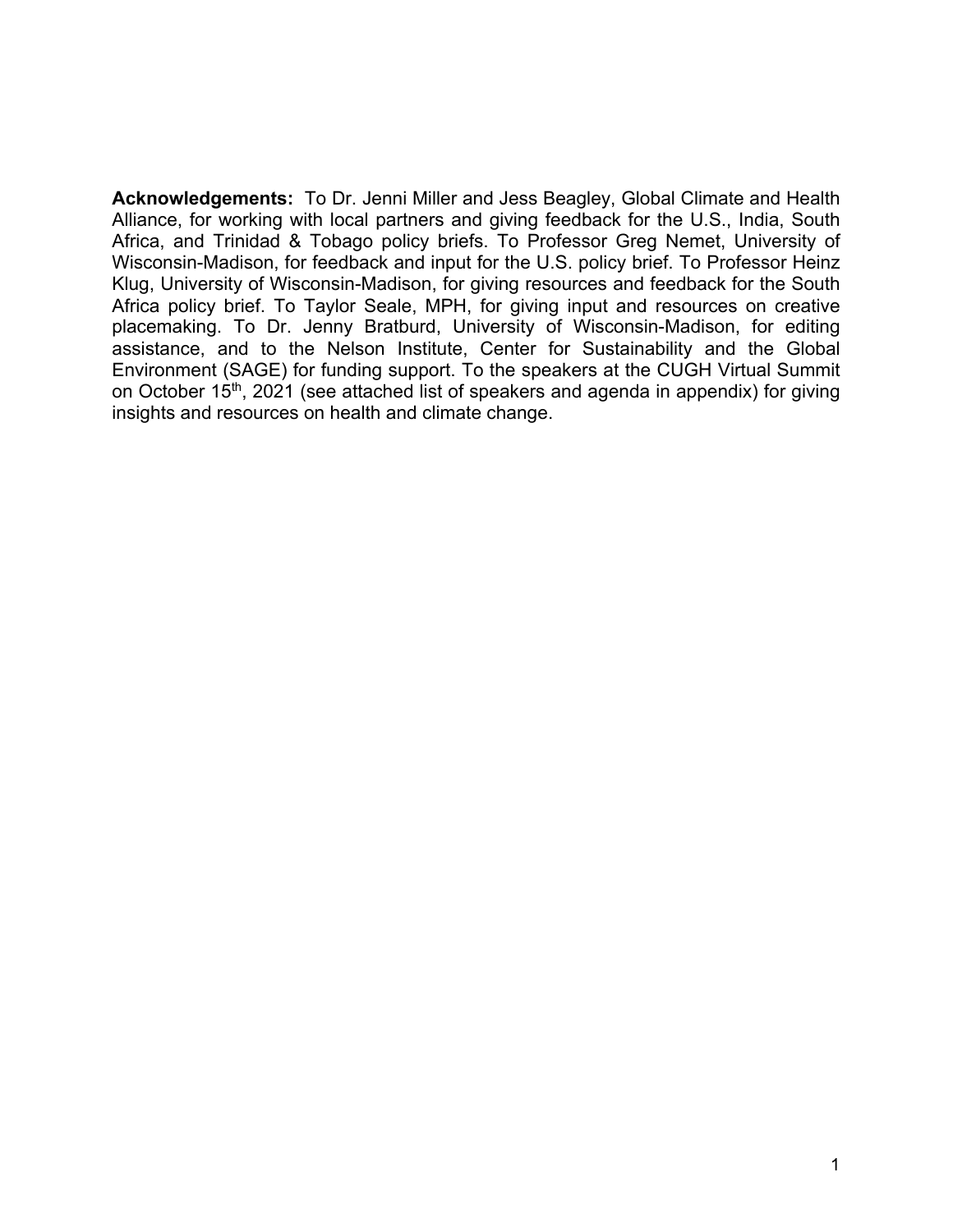**Acknowledgements:** To Dr. Jenni Miller and Jess Beagley, Global Climate and Health Alliance, for working with local partners and giving feedback for the U.S., India, South Africa, and Trinidad & Tobago policy briefs. To Professor Greg Nemet, University of Wisconsin-Madison, for feedback and input for the U.S. policy brief. To Professor Heinz Klug, University of Wisconsin-Madison, for giving resources and feedback for the South Africa policy brief. To Taylor Seale, MPH, for giving input and resources on creative placemaking. To Dr. Jenny Bratburd, University of Wisconsin-Madison, for editing assistance, and to the Nelson Institute, Center for Sustainability and the Global Environment (SAGE) for funding support. To the speakers at the CUGH Virtual Summit on October 15th, 2021 (see attached list of speakers and agenda in appendix) for giving insights and resources on health and climate change.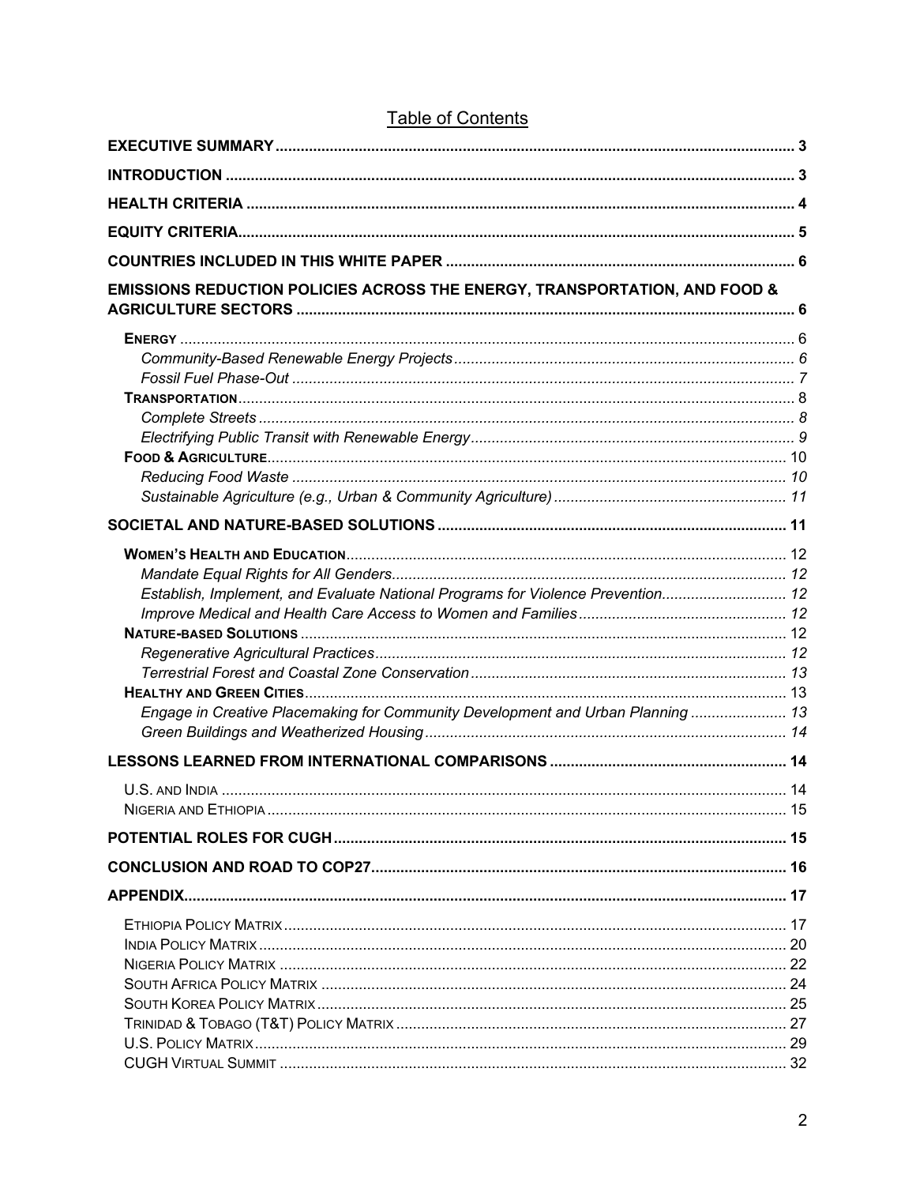# Table of Contents

**EXECUTIVE SUMMARY** .......... 3

**INTRODUCTION** .......... 3

**HEALTH CRITERIA** .......... 4

**EQUITY CRITERIA** .......... 5

**COUNTRIES INCLUDED IN THIS WHITE PAPER** .......... 6

**EMISSIONS REDUCTION POLICIES ACROSS THE ENERGY, TRANSPORTATION, AND FOOD & AGRICULTURE SECTORS** .......... 6

- **ENERGY** .......... 6
  - *Community-Based Renewable Energy Projects* .......... 6
  - *Fossil Fuel Phase-Out* .......... 7
- **TRANSPORTATION** .......... 8
  - *Complete Streets* .......... 8
  - *Electrifying Public Transit with Renewable Energy* .......... 9
- **FOOD & AGRICULTURE** .......... 10
  - *Reducing Food Waste* .......... 10
  - *Sustainable Agriculture (e.g., Urban & Community Agriculture)* .......... 11

**SOCIETAL AND NATURE-BASED SOLUTIONS** .......... 11

- **WOMEN'S HEALTH AND EDUCATION** .......... 12
  - *Mandate Equal Rights for All Genders* .......... 12
  - *Establish, Implement, and Evaluate National Programs for Violence Prevention* .......... 12
  - *Improve Medical and Health Care Access to Women and Families* .......... 12
- **NATURE-BASED SOLUTIONS** .......... 12
  - *Regenerative Agricultural Practices* .......... 12
  - *Terrestrial Forest and Coastal Zone Conservation* .......... 13
- **HEALTHY AND GREEN CITIES** .......... 13
  - *Engage in Creative Placemaking for Community Development and Urban Planning* .......... 13
  - *Green Buildings and Weatherized Housing* .......... 14

**LESSONS LEARNED FROM INTERNATIONAL COMPARISONS** .......... 14

- U.S. AND INDIA .......... 14
- NIGERIA AND ETHIOPIA .......... 15

**POTENTIAL ROLES FOR CUGH** .......... 15

**CONCLUSION AND ROAD TO COP27** .......... 16

**APPENDIX** .......... 17

- ETHIOPIA POLICY MATRIX .......... 17
- INDIA POLICY MATRIX .......... 20
- NIGERIA POLICY MATRIX .......... 22
- SOUTH AFRICA POLICY MATRIX .......... 24
- SOUTH KOREA POLICY MATRIX .......... 25
- TRINIDAD & TOBAGO (T&T) POLICY MATRIX .......... 27
- U.S. POLICY MATRIX .......... 29
- CUGH VIRTUAL SUMMIT .......... 32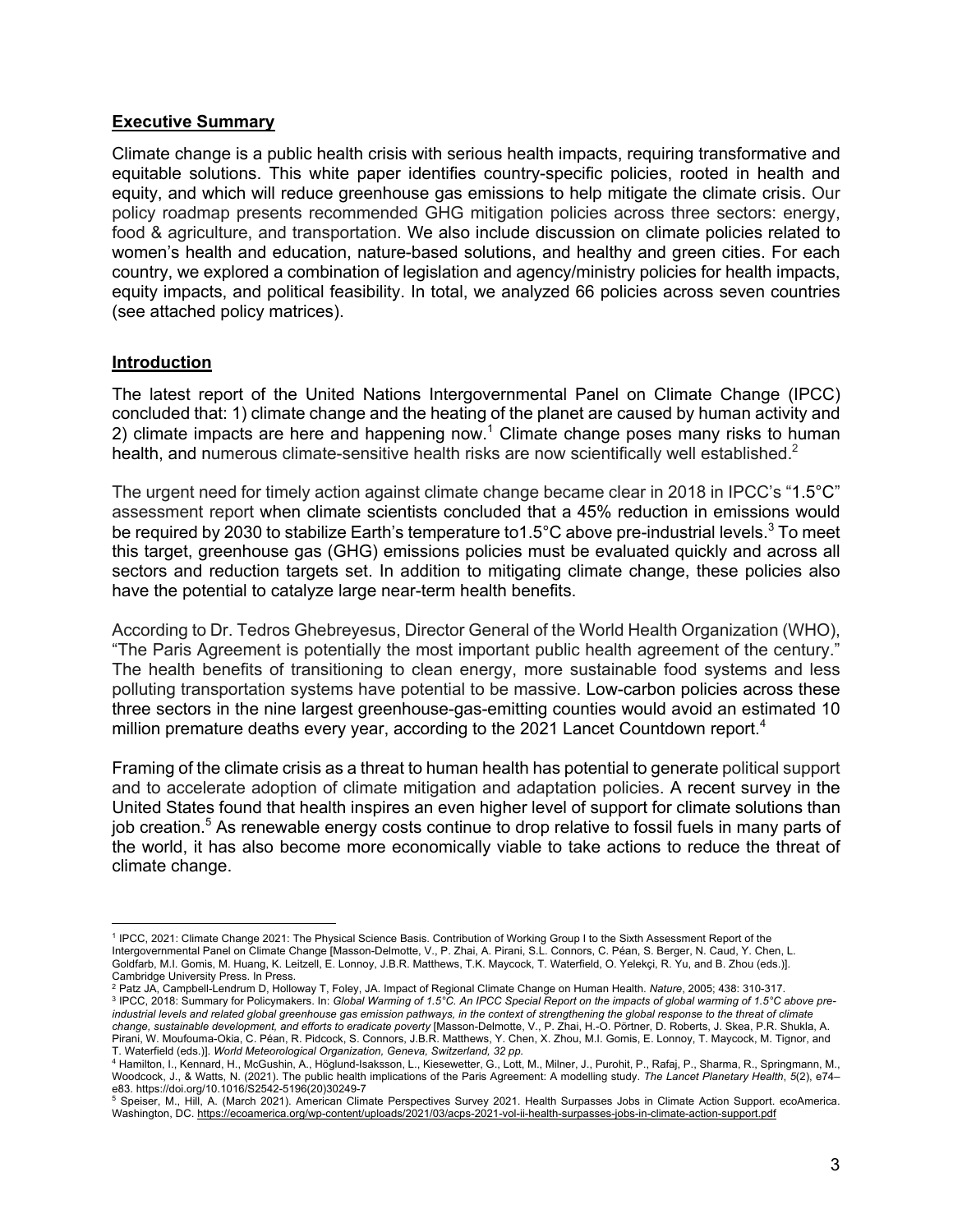## Executive Summary

Climate change is a public health crisis with serious health impacts, requiring transformative and equitable solutions. This white paper identifies country-specific policies, rooted in health and equity, and which will reduce greenhouse gas emissions to help mitigate the climate crisis. Our policy roadmap presents recommended GHG mitigation policies across three sectors: energy, food & agriculture, and transportation. We also include discussion on climate policies related to women's health and education, nature-based solutions, and healthy and green cities. For each country, we explored a combination of legislation and agency/ministry policies for health impacts, equity impacts, and political feasibility. In total, we analyzed 66 policies across seven countries (see attached policy matrices).

## Introduction

The latest report of the United Nations Intergovernmental Panel on Climate Change (IPCC) concluded that: 1) climate change and the heating of the planet are caused by human activity and 2) climate impacts are here and happening now.[1] Climate change poses many risks to human health, and numerous climate-sensitive health risks are now scientifically well established.[2]

The urgent need for timely action against climate change became clear in 2018 in IPCC's "1.5°C" assessment report when climate scientists concluded that a 45% reduction in emissions would be required by 2030 to stabilize Earth's temperature to1.5°C above pre-industrial levels.[3] To meet this target, greenhouse gas (GHG) emissions policies must be evaluated quickly and across all sectors and reduction targets set. In addition to mitigating climate change, these policies also have the potential to catalyze large near-term health benefits.

According to Dr. Tedros Ghebreyesus, Director General of the World Health Organization (WHO), "The Paris Agreement is potentially the most important public health agreement of the century." The health benefits of transitioning to clean energy, more sustainable food systems and less polluting transportation systems have potential to be massive. Low-carbon policies across these three sectors in the nine largest greenhouse-gas-emitting counties would avoid an estimated 10 million premature deaths every year, according to the 2021 Lancet Countdown report.[4]

Framing of the climate crisis as a threat to human health has potential to generate political support and to accelerate adoption of climate mitigation and adaptation policies. A recent survey in the United States found that health inspires an even higher level of support for climate solutions than job creation.[5] As renewable energy costs continue to drop relative to fossil fuels in many parts of the world, it has also become more economically viable to take actions to reduce the threat of climate change.

---

[1] IPCC, 2021: Climate Change 2021: The Physical Science Basis. Contribution of Working Group I to the Sixth Assessment Report of the Intergovernmental Panel on Climate Change [Masson-Delmotte, V., P. Zhai, A. Pirani, S.L. Connors, C. Péan, S. Berger, N. Caud, Y. Chen, L. Goldfarb, M.I. Gomis, M. Huang, K. Leitzell, E. Lonnoy, J.B.R. Matthews, T.K. Maycock, T. Waterfield, O. Yelekçi, R. Yu, and B. Zhou (eds.)]. Cambridge University Press. In Press.

[2] Patz JA, Campbell-Lendrum D, Holloway T, Foley, JA. Impact of Regional Climate Change on Human Health. *Nature*, 2005; 438: 310-317.

[3] IPCC, 2018: Summary for Policymakers. In: *Global Warming of 1.5°C. An IPCC Special Report on the impacts of global warming of 1.5°C above pre-industrial levels and related global greenhouse gas emission pathways, in the context of strengthening the global response to the threat of climate change, sustainable development, and efforts to eradicate poverty* [Masson-Delmotte, V., P. Zhai, H.-O. Pörtner, D. Roberts, J. Skea, P.R. Shukla, A. Pirani, W. Moufouma-Okia, C. Péan, R. Pidcock, S. Connors, J.B.R. Matthews, Y. Chen, X. Zhou, M.I. Gomis, E. Lonnoy, T. Maycock, M. Tignor, and T. Waterfield (eds.)]. *World Meteorological Organization, Geneva, Switzerland, 32 pp.*

[4] Hamilton, I., Kennard, H., McGushin, A., Höglund-Isaksson, L., Kiesewetter, G., Lott, M., Milner, J., Purohit, P., Rafaj, P., Sharma, R., Springmann, M., Woodcock, J., & Watts, N. (2021). The public health implications of the Paris Agreement: A modelling study. *The Lancet Planetary Health*, *5*(2), e74–e83. https://doi.org/10.1016/S2542-5196(20)30249-7

[5] Speiser, M., Hill, A. (March 2021). American Climate Perspectives Survey 2021. Health Surpasses Jobs in Climate Action Support. ecoAmerica. Washington, DC. https://ecoamerica.org/wp-content/uploads/2021/03/acps-2021-vol-ii-health-surpasses-jobs-in-climate-action-support.pdf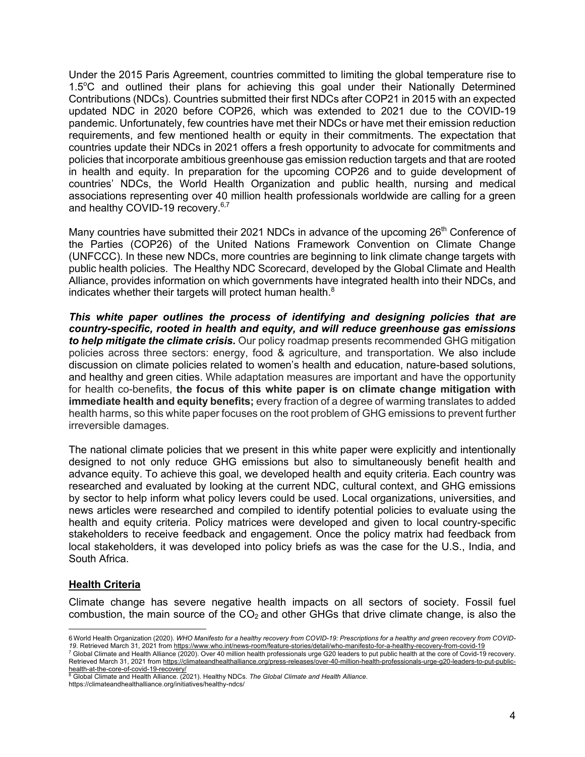Under the 2015 Paris Agreement, countries committed to limiting the global temperature rise to 1.5°C and outlined their plans for achieving this goal under their Nationally Determined Contributions (NDCs). Countries submitted their first NDCs after COP21 in 2015 with an expected updated NDC in 2020 before COP26, which was extended to 2021 due to the COVID-19 pandemic. Unfortunately, few countries have met their NDCs or have met their emission reduction requirements, and few mentioned health or equity in their commitments. The expectation that countries update their NDCs in 2021 offers a fresh opportunity to advocate for commitments and policies that incorporate ambitious greenhouse gas emission reduction targets and that are rooted in health and equity. In preparation for the upcoming COP26 and to guide development of countries' NDCs, the World Health Organization and public health, nursing and medical associations representing over 40 million health professionals worldwide are calling for a green and healthy COVID-19 recovery.[6,7]

Many countries have submitted their 2021 NDCs in advance of the upcoming 26th Conference of the Parties (COP26) of the United Nations Framework Convention on Climate Change (UNFCCC). In these new NDCs, more countries are beginning to link climate change targets with public health policies. The Healthy NDC Scorecard, developed by the Global Climate and Health Alliance, provides information on which governments have integrated health into their NDCs, and indicates whether their targets will protect human health.[8]

***This white paper outlines the process of identifying and designing policies that are country-specific, rooted in health and equity, and will reduce greenhouse gas emissions to help mitigate the climate crisis.*** Our policy roadmap presents recommended GHG mitigation policies across three sectors: energy, food & agriculture, and transportation. We also include discussion on climate policies related to women's health and education, nature-based solutions, and healthy and green cities. While adaptation measures are important and have the opportunity for health co-benefits, **the focus of this white paper is on climate change mitigation with immediate health and equity benefits;** every fraction of a degree of warming translates to added health harms, so this white paper focuses on the root problem of GHG emissions to prevent further irreversible damages.

The national climate policies that we present in this white paper were explicitly and intentionally designed to not only reduce GHG emissions but also to simultaneously benefit health and advance equity. To achieve this goal, we developed health and equity criteria. Each country was researched and evaluated by looking at the current NDC, cultural context, and GHG emissions by sector to help inform what policy levers could be used. Local organizations, universities, and news articles were researched and compiled to identify potential policies to evaluate using the health and equity criteria. Policy matrices were developed and given to local country-specific stakeholders to receive feedback and engagement. Once the policy matrix had feedback from local stakeholders, it was developed into policy briefs as was the case for the U.S., India, and South Africa.

## Health Criteria

Climate change has severe negative health impacts on all sectors of society. Fossil fuel combustion, the main source of the $CO_2$ and other GHGs that drive climate change, is also the

---

6 World Health Organization (2020). *WHO Manifesto for a healthy recovery from COVID-19: Prescriptions for a healthy and green recovery from COVID-19*. Retrieved March 31, 2021 from https://www.who.int/news-room/feature-stories/detail/who-manifesto-for-a-healthy-recovery-from-covid-19

7 Global Climate and Health Alliance (2020). Over 40 million health professionals urge G20 leaders to put public health at the core of Covid-19 recovery. Retrieved March 31, 2021 from https://climateandhealthalliance.org/press-releases/over-40-million-health-professionals-urge-g20-leaders-to-put-public-health-at-the-core-of-covid-19-recovery/

8 Global Climate and Health Alliance. (2021). Healthy NDCs. *The Global Climate and Health Alliance*. https://climateandhealthalliance.org/initiatives/healthy-ndcs/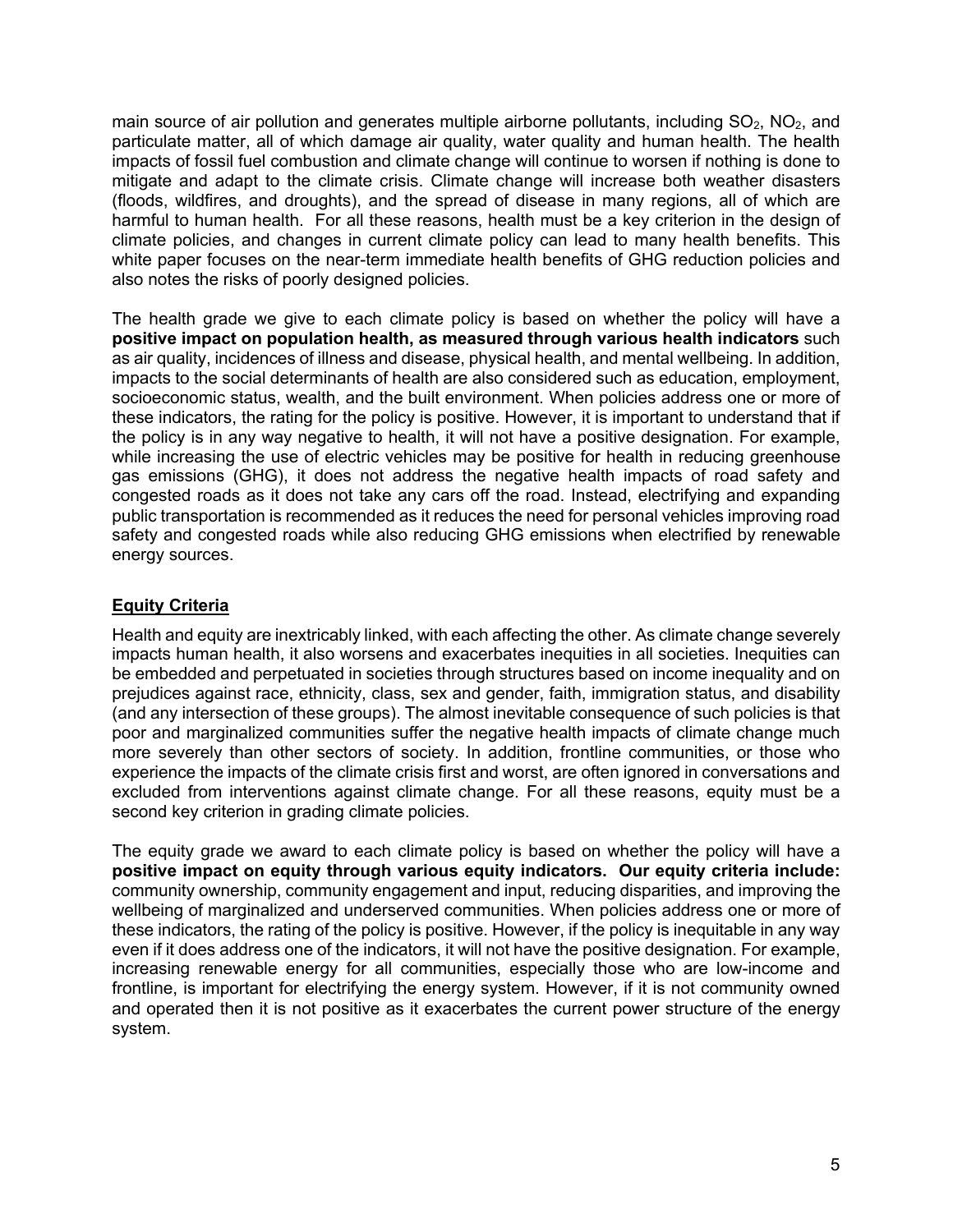main source of air pollution and generates multiple airborne pollutants, including $SO_2$, $NO_2$, and particulate matter, all of which damage air quality, water quality and human health. The health impacts of fossil fuel combustion and climate change will continue to worsen if nothing is done to mitigate and adapt to the climate crisis. Climate change will increase both weather disasters (floods, wildfires, and droughts), and the spread of disease in many regions, all of which are harmful to human health. For all these reasons, health must be a key criterion in the design of climate policies, and changes in current climate policy can lead to many health benefits. This white paper focuses on the near-term immediate health benefits of GHG reduction policies and also notes the risks of poorly designed policies.

The health grade we give to each climate policy is based on whether the policy will have a **positive impact on population health, as measured through various health indicators** such as air quality, incidences of illness and disease, physical health, and mental wellbeing. In addition, impacts to the social determinants of health are also considered such as education, employment, socioeconomic status, wealth, and the built environment. When policies address one or more of these indicators, the rating for the policy is positive. However, it is important to understand that if the policy is in any way negative to health, it will not have a positive designation. For example, while increasing the use of electric vehicles may be positive for health in reducing greenhouse gas emissions (GHG), it does not address the negative health impacts of road safety and congested roads as it does not take any cars off the road. Instead, electrifying and expanding public transportation is recommended as it reduces the need for personal vehicles improving road safety and congested roads while also reducing GHG emissions when electrified by renewable energy sources.

## Equity Criteria

Health and equity are inextricably linked, with each affecting the other. As climate change severely impacts human health, it also worsens and exacerbates inequities in all societies. Inequities can be embedded and perpetuated in societies through structures based on income inequality and on prejudices against race, ethnicity, class, sex and gender, faith, immigration status, and disability (and any intersection of these groups). The almost inevitable consequence of such policies is that poor and marginalized communities suffer the negative health impacts of climate change much more severely than other sectors of society. In addition, frontline communities, or those who experience the impacts of the climate crisis first and worst, are often ignored in conversations and excluded from interventions against climate change. For all these reasons, equity must be a second key criterion in grading climate policies.

The equity grade we award to each climate policy is based on whether the policy will have a **positive impact on equity through various equity indicators. Our equity criteria include:** community ownership, community engagement and input, reducing disparities, and improving the wellbeing of marginalized and underserved communities. When policies address one or more of these indicators, the rating of the policy is positive. However, if the policy is inequitable in any way even if it does address one of the indicators, it will not have the positive designation. For example, increasing renewable energy for all communities, especially those who are low-income and frontline, is important for electrifying the energy system. However, if it is not community owned and operated then it is not positive as it exacerbates the current power structure of the energy system.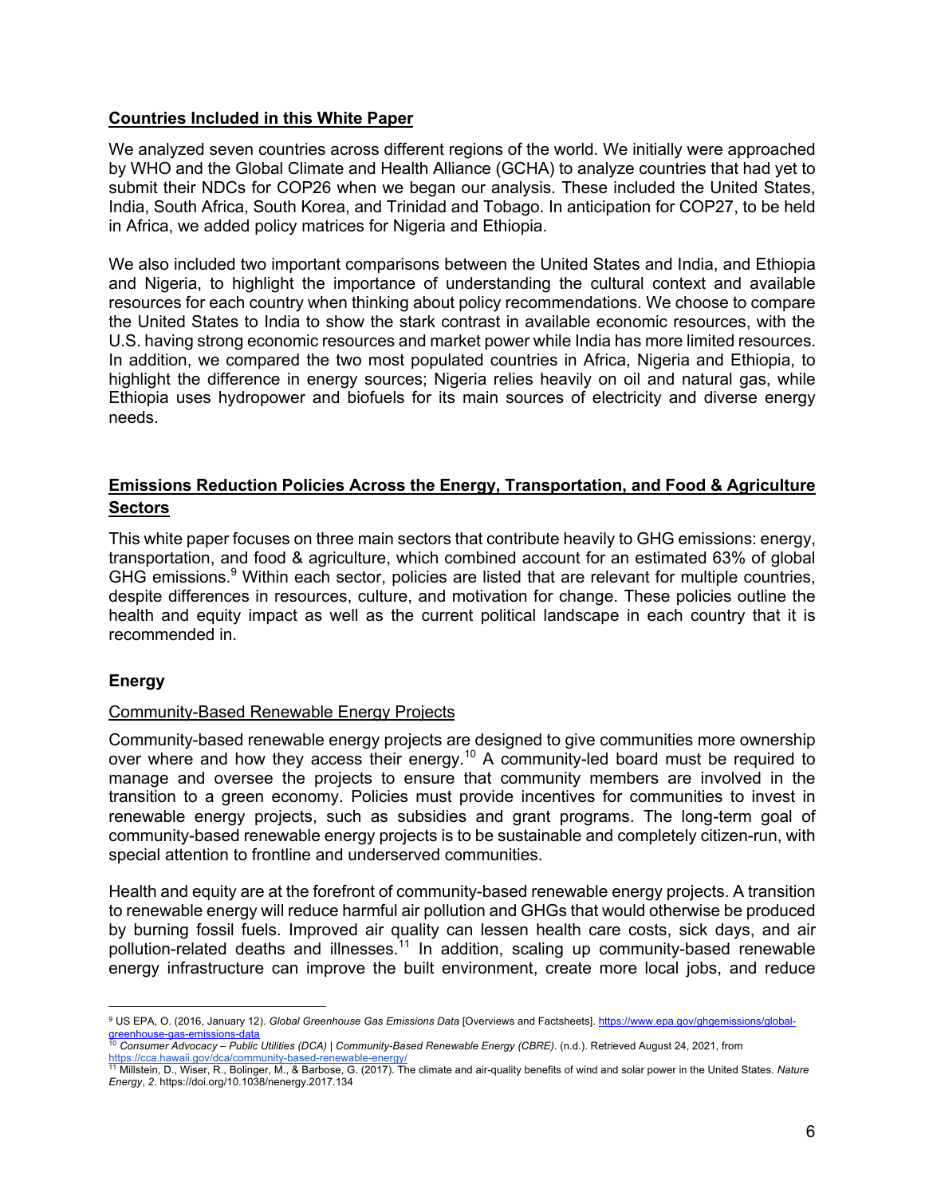## Countries Included in this White Paper

We analyzed seven countries across different regions of the world. We initially were approached by WHO and the Global Climate and Health Alliance (GCHA) to analyze countries that had yet to submit their NDCs for COP26 when we began our analysis. These included the United States, India, South Africa, South Korea, and Trinidad and Tobago. In anticipation for COP27, to be held in Africa, we added policy matrices for Nigeria and Ethiopia.

We also included two important comparisons between the United States and India, and Ethiopia and Nigeria, to highlight the importance of understanding the cultural context and available resources for each country when thinking about policy recommendations. We choose to compare the United States to India to show the stark contrast in available economic resources, with the U.S. having strong economic resources and market power while India has more limited resources. In addition, we compared the two most populated countries in Africa, Nigeria and Ethiopia, to highlight the difference in energy sources; Nigeria relies heavily on oil and natural gas, while Ethiopia uses hydropower and biofuels for its main sources of electricity and diverse energy needs.

## Emissions Reduction Policies Across the Energy, Transportation, and Food & Agriculture Sectors

This white paper focuses on three main sectors that contribute heavily to GHG emissions: energy, transportation, and food & agriculture, which combined account for an estimated 63% of global GHG emissions.[9] Within each sector, policies are listed that are relevant for multiple countries, despite differences in resources, culture, and motivation for change. These policies outline the health and equity impact as well as the current political landscape in each country that it is recommended in.

### Energy

#### Community-Based Renewable Energy Projects

Community-based renewable energy projects are designed to give communities more ownership over where and how they access their energy.[10] A community-led board must be required to manage and oversee the projects to ensure that community members are involved in the transition to a green economy. Policies must provide incentives for communities to invest in renewable energy projects, such as subsidies and grant programs. The long-term goal of community-based renewable energy projects is to be sustainable and completely citizen-run, with special attention to frontline and underserved communities.

Health and equity are at the forefront of community-based renewable energy projects. A transition to renewable energy will reduce harmful air pollution and GHGs that would otherwise be produced by burning fossil fuels. Improved air quality can lessen health care costs, sick days, and air pollution-related deaths and illnesses.[11] In addition, scaling up community-based renewable energy infrastructure can improve the built environment, create more local jobs, and reduce

---

[9] US EPA, O. (2016, January 12). *Global Greenhouse Gas Emissions Data* [Overviews and Factsheets]. https://www.epa.gov/ghgemissions/global-greenhouse-gas-emissions-data

[10] *Consumer Advocacy – Public Utilities (DCA) | Community-Based Renewable Energy (CBRE)*. (n.d.). Retrieved August 24, 2021, from https://cca.hawaii.gov/dca/community-based-renewable-energy/

[11] Millstein, D., Wiser, R., Bolinger, M., & Barbose, G. (2017). The climate and air-quality benefits of wind and solar power in the United States. *Nature Energy*, *2*. https://doi.org/10.1038/nenergy.2017.134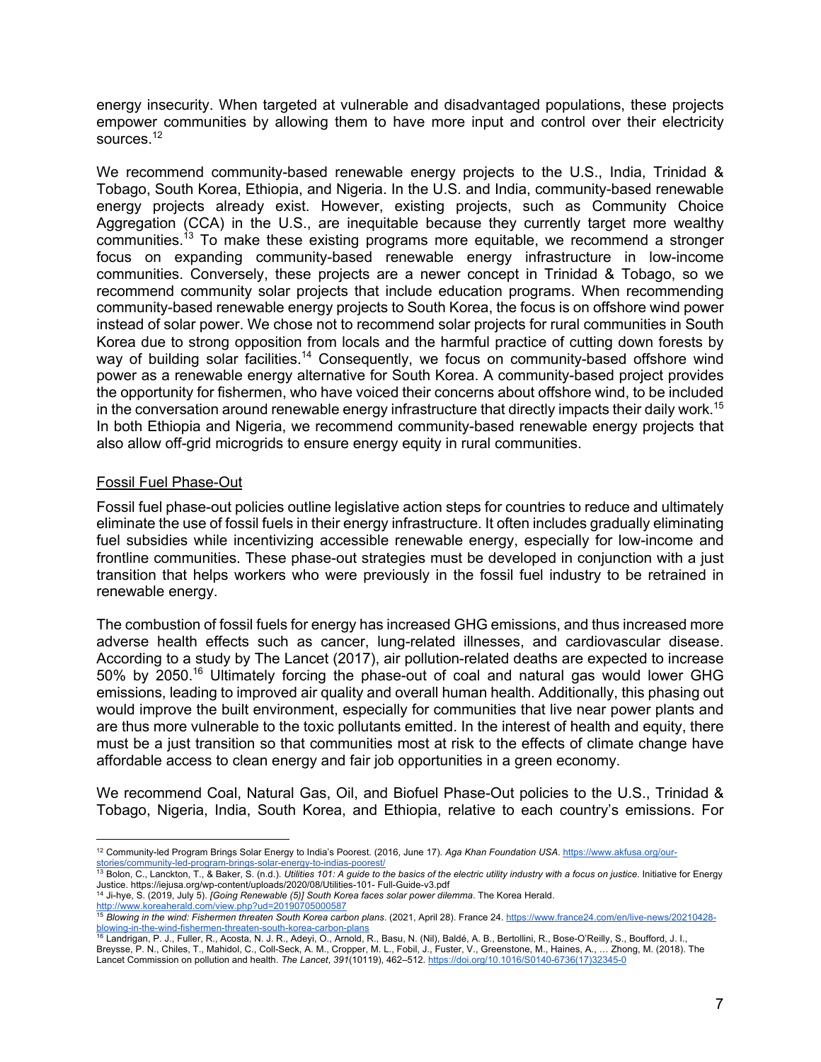energy insecurity. When targeted at vulnerable and disadvantaged populations, these projects empower communities by allowing them to have more input and control over their electricity sources.[12]

We recommend community-based renewable energy projects to the U.S., India, Trinidad & Tobago, South Korea, Ethiopia, and Nigeria. In the U.S. and India, community-based renewable energy projects already exist. However, existing projects, such as Community Choice Aggregation (CCA) in the U.S., are inequitable because they currently target more wealthy communities.[13] To make these existing programs more equitable, we recommend a stronger focus on expanding community-based renewable energy infrastructure in low-income communities. Conversely, these projects are a newer concept in Trinidad & Tobago, so we recommend community solar projects that include education programs. When recommending community-based renewable energy projects to South Korea, the focus is on offshore wind power instead of solar power. We chose not to recommend solar projects for rural communities in South Korea due to strong opposition from locals and the harmful practice of cutting down forests by way of building solar facilities.[14] Consequently, we focus on community-based offshore wind power as a renewable energy alternative for South Korea. A community-based project provides the opportunity for fishermen, who have voiced their concerns about offshore wind, to be included in the conversation around renewable energy infrastructure that directly impacts their daily work.[15] In both Ethiopia and Nigeria, we recommend community-based renewable energy projects that also allow off-grid microgrids to ensure energy equity in rural communities.

<u>Fossil Fuel Phase-Out</u>

Fossil fuel phase-out policies outline legislative action steps for countries to reduce and ultimately eliminate the use of fossil fuels in their energy infrastructure. It often includes gradually eliminating fuel subsidies while incentivizing accessible renewable energy, especially for low-income and frontline communities. These phase-out strategies must be developed in conjunction with a just transition that helps workers who were previously in the fossil fuel industry to be retrained in renewable energy.

The combustion of fossil fuels for energy has increased GHG emissions, and thus increased more adverse health effects such as cancer, lung-related illnesses, and cardiovascular disease. According to a study by The Lancet (2017), air pollution-related deaths are expected to increase 50% by 2050.[16] Ultimately forcing the phase-out of coal and natural gas would lower GHG emissions, leading to improved air quality and overall human health. Additionally, this phasing out would improve the built environment, especially for communities that live near power plants and are thus more vulnerable to the toxic pollutants emitted. In the interest of health and equity, there must be a just transition so that communities most at risk to the effects of climate change have affordable access to clean energy and fair job opportunities in a green economy.

We recommend Coal, Natural Gas, Oil, and Biofuel Phase-Out policies to the U.S., Trinidad & Tobago, Nigeria, India, South Korea, and Ethiopia, relative to each country's emissions. For

---

[12] Community-led Program Brings Solar Energy to India's Poorest. (2016, June 17). *Aga Khan Foundation USA*. https://www.akfusa.org/our-stories/community-led-program-brings-solar-energy-to-indias-poorest/

[13] Bolon, C., Lanckton, T., & Baker, S. (n.d.). *Utilities 101: A guide to the basics of the electric utility industry with a focus on justice*. Initiative for Energy Justice. https://iejusa.org/wp-content/uploads/2020/08/Utilities-101- Full-Guide-v3.pdf

[14] Ji-hye, S. (2019, July 5). *[Going Renewable (5)] South Korea faces solar power dilemma*. The Korea Herald. http://www.koreaherald.com/view.php?ud=20190705000587

[15] *Blowing in the wind: Fishermen threaten South Korea carbon plans*. (2021, April 28). France 24. https://www.france24.com/en/live-news/20210428-blowing-in-the-wind-fishermen-threaten-south-korea-carbon-plans

[16] Landrigan, P. J., Fuller, R., Acosta, N. J. R., Adeyi, O., Arnold, R., Basu, N. (Nil), Baldé, A. B., Bertollini, R., Bose-O'Reilly, S., Boufford, J. I., Breysse, P. N., Chiles, T., Mahidol, C., Coll-Seck, A. M., Cropper, M. L., Fobil, J., Fuster, V., Greenstone, M., Haines, A., … Zhong, M. (2018). The Lancet Commission on pollution and health. *The Lancet*, *391*(10119), 462–512. https://doi.org/10.1016/S0140-6736(17)32345-0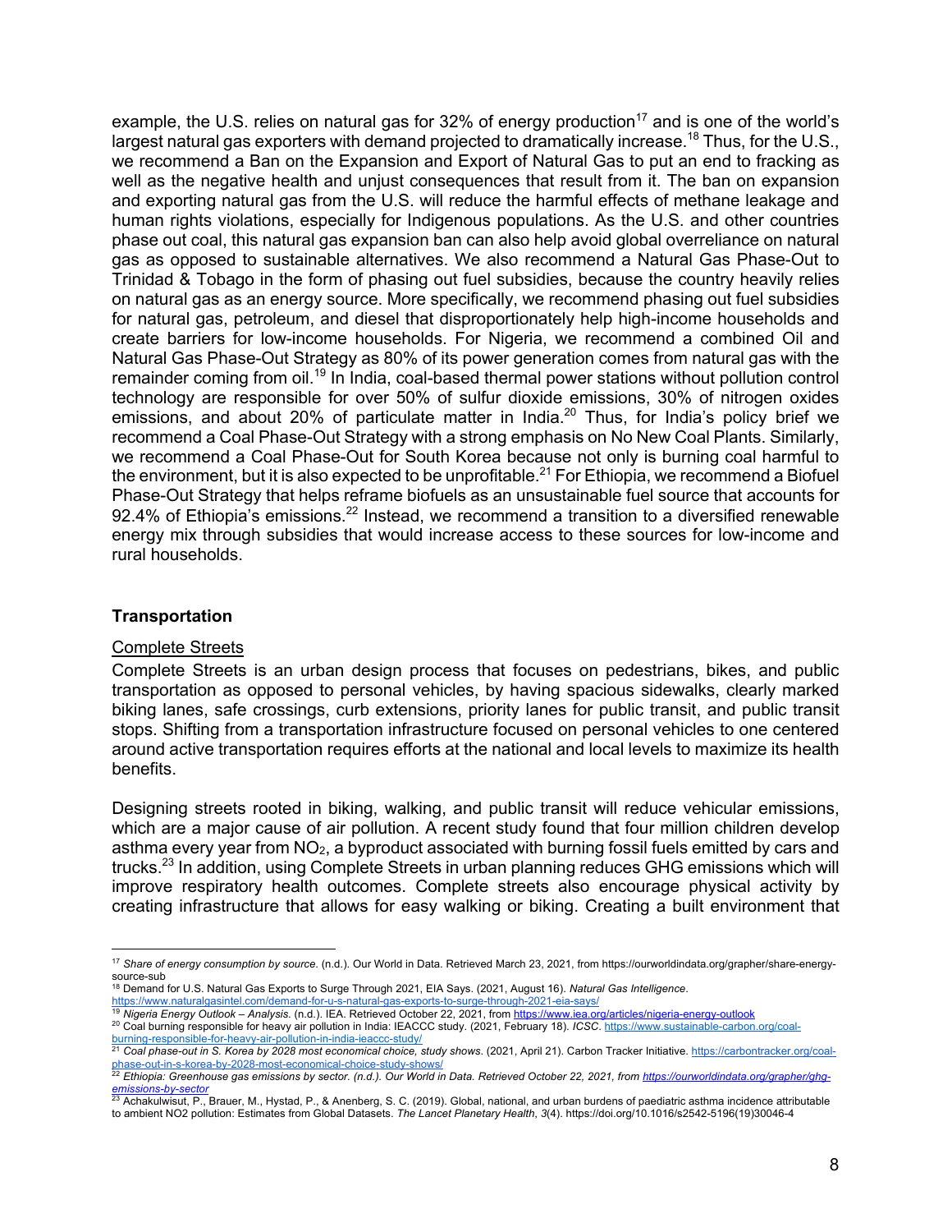example, the U.S. relies on natural gas for 32% of energy production[17] and is one of the world's largest natural gas exporters with demand projected to dramatically increase.[18] Thus, for the U.S., we recommend a Ban on the Expansion and Export of Natural Gas to put an end to fracking as well as the negative health and unjust consequences that result from it. The ban on expansion and exporting natural gas from the U.S. will reduce the harmful effects of methane leakage and human rights violations, especially for Indigenous populations. As the U.S. and other countries phase out coal, this natural gas expansion ban can also help avoid global overreliance on natural gas as opposed to sustainable alternatives. We also recommend a Natural Gas Phase-Out to Trinidad & Tobago in the form of phasing out fuel subsidies, because the country heavily relies on natural gas as an energy source. More specifically, we recommend phasing out fuel subsidies for natural gas, petroleum, and diesel that disproportionately help high-income households and create barriers for low-income households. For Nigeria, we recommend a combined Oil and Natural Gas Phase-Out Strategy as 80% of its power generation comes from natural gas with the remainder coming from oil.[19] In India, coal-based thermal power stations without pollution control technology are responsible for over 50% of sulfur dioxide emissions, 30% of nitrogen oxides emissions, and about 20% of particulate matter in India.[20] Thus, for India's policy brief we recommend a Coal Phase-Out Strategy with a strong emphasis on No New Coal Plants. Similarly, we recommend a Coal Phase-Out for South Korea because not only is burning coal harmful to the environment, but it is also expected to be unprofitable.[21] For Ethiopia, we recommend a Biofuel Phase-Out Strategy that helps reframe biofuels as an unsustainable fuel source that accounts for 92.4% of Ethiopia's emissions.[22] Instead, we recommend a transition to a diversified renewable energy mix through subsidies that would increase access to these sources for low-income and rural households.

### Transportation

#### Complete Streets

Complete Streets is an urban design process that focuses on pedestrians, bikes, and public transportation as opposed to personal vehicles, by having spacious sidewalks, clearly marked biking lanes, safe crossings, curb extensions, priority lanes for public transit, and public transit stops. Shifting from a transportation infrastructure focused on personal vehicles to one centered around active transportation requires efforts at the national and local levels to maximize its health benefits.

Designing streets rooted in biking, walking, and public transit will reduce vehicular emissions, which are a major cause of air pollution. A recent study found that four million children develop asthma every year from $NO_2$, a byproduct associated with burning fossil fuels emitted by cars and trucks.[23] In addition, using Complete Streets in urban planning reduces GHG emissions which will improve respiratory health outcomes. Complete streets also encourage physical activity by creating infrastructure that allows for easy walking or biking. Creating a built environment that

---

[17] *Share of energy consumption by source.* (n.d.). Our World in Data. Retrieved March 23, 2021, from https://ourworldindata.org/grapher/share-energy-source-sub

[18] Demand for U.S. Natural Gas Exports to Surge Through 2021, EIA Says. (2021, August 16). *Natural Gas Intelligence*. https://www.naturalgasintel.com/demand-for-u-s-natural-gas-exports-to-surge-through-2021-eia-says/

[19] *Nigeria Energy Outlook – Analysis.* (n.d.). IEA. Retrieved October 22, 2021, from https://www.iea.org/articles/nigeria-energy-outlook

[20] Coal burning responsible for heavy air pollution in India: IEACCC study. (2021, February 18). *ICSC*. https://www.sustainable-carbon.org/coal-burning-responsible-for-heavy-air-pollution-in-india-ieaccc-study/

[21] *Coal phase-out in S. Korea by 2028 most economical choice, study shows.* (2021, April 21). Carbon Tracker Initiative. https://carbontracker.org/coal-phase-out-in-s-korea-by-2028-most-economical-choice-study-shows/

[22] *Ethiopia: Greenhouse gas emissions by sector. (n.d.). Our World in Data. Retrieved October 22, 2021, from https://ourworldindata.org/grapher/ghg-emissions-by-sector*

[23] Achakulwisut, P., Brauer, M., Hystad, P., & Anenberg, S. C. (2019). Global, national, and urban burdens of paediatric asthma incidence attributable to ambient NO2 pollution: Estimates from Global Datasets. *The Lancet Planetary Health*, *3*(4). https://doi.org/10.1016/s2542-5196(19)30046-4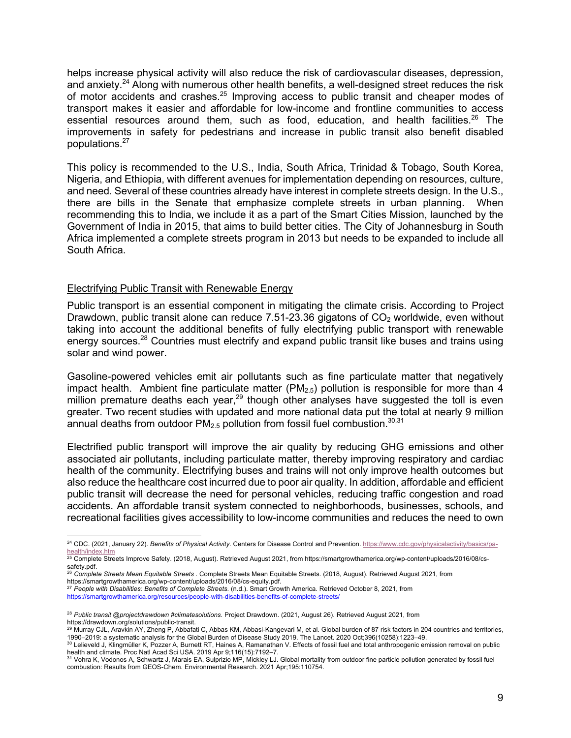helps increase physical activity will also reduce the risk of cardiovascular diseases, depression, and anxiety.[24] Along with numerous other health benefits, a well-designed street reduces the risk of motor accidents and crashes.[25] Improving access to public transit and cheaper modes of transport makes it easier and affordable for low-income and frontline communities to access essential resources around them, such as food, education, and health facilities.[26] The improvements in safety for pedestrians and increase in public transit also benefit disabled populations.[27]

This policy is recommended to the U.S., India, South Africa, Trinidad & Tobago, South Korea, Nigeria, and Ethiopia, with different avenues for implementation depending on resources, culture, and need. Several of these countries already have interest in complete streets design. In the U.S., there are bills in the Senate that emphasize complete streets in urban planning. When recommending this to India, we include it as a part of the Smart Cities Mission, launched by the Government of India in 2015, that aims to build better cities. The City of Johannesburg in South Africa implemented a complete streets program in 2013 but needs to be expanded to include all South Africa.

## Electrifying Public Transit with Renewable Energy

Public transport is an essential component in mitigating the climate crisis. According to Project Drawdown, public transit alone can reduce 7.51-23.36 gigatons of $CO_2$ worldwide, even without taking into account the additional benefits of fully electrifying public transport with renewable energy sources.[28] Countries must electrify and expand public transit like buses and trains using solar and wind power.

Gasoline-powered vehicles emit air pollutants such as fine particulate matter that negatively impact health. Ambient fine particulate matter ($PM_{2.5}$) pollution is responsible for more than 4 million premature deaths each year,[29] though other analyses have suggested the toll is even greater. Two recent studies with updated and more national data put the total at nearly 9 million annual deaths from outdoor $PM_{2.5}$ pollution from fossil fuel combustion.[30,31]

Electrified public transport will improve the air quality by reducing GHG emissions and other associated air pollutants, including particulate matter, thereby improving respiratory and cardiac health of the community. Electrifying buses and trains will not only improve health outcomes but also reduce the healthcare cost incurred due to poor air quality. In addition, affordable and efficient public transit will decrease the need for personal vehicles, reducing traffic congestion and road accidents. An affordable transit system connected to neighborhoods, businesses, schools, and recreational facilities gives accessibility to low-income communities and reduces the need to own

---

[24] CDC. (2021, January 22). *Benefits of Physical Activity*. Centers for Disease Control and Prevention. https://www.cdc.gov/physicalactivity/basics/pa-health/index.htm

[25] Complete Streets Improve Safety. (2018, August). Retrieved August 2021, from https://smartgrowthamerica.org/wp-content/uploads/2016/08/cs-safety.pdf.

[26] *Complete Streets Mean Equitable Streets* . Complete Streets Mean Equitable Streets. (2018, August). Retrieved August 2021, from https://smartgrowthamerica.org/wp-content/uploads/2016/08/cs-equity.pdf.

[27] *People with Disabilities: Benefits of Complete Streets*. (n.d.). Smart Growth America. Retrieved October 8, 2021, from https://smartgrowthamerica.org/resources/people-with-disabilities-benefits-of-complete-streets/

[28] *Public transit @projectdrawdown #climatesolutions*. Project Drawdown. (2021, August 26). Retrieved August 2021, from https://drawdown.org/solutions/public-transit.

[29] Murray CJL, Aravkin AY, Zheng P, Abbafati C, Abbas KM, Abbasi-Kangevari M, et al. Global burden of 87 risk factors in 204 countries and territories, 1990–2019: a systematic analysis for the Global Burden of Disease Study 2019. The Lancet. 2020 Oct;396(10258):1223–49.

[30] Lelieveld J, Klingmüller K, Pozzer A, Burnett RT, Haines A, Ramanathan V. Effects of fossil fuel and total anthropogenic emission removal on public health and climate. Proc Natl Acad Sci USA. 2019 Apr 9;116(15):7192–7.

[31] Vohra K, Vodonos A, Schwartz J, Marais EA, Sulprizio MP, Mickley LJ. Global mortality from outdoor fine particle pollution generated by fossil fuel combustion: Results from GEOS-Chem. Environmental Research. 2021 Apr;195:110754.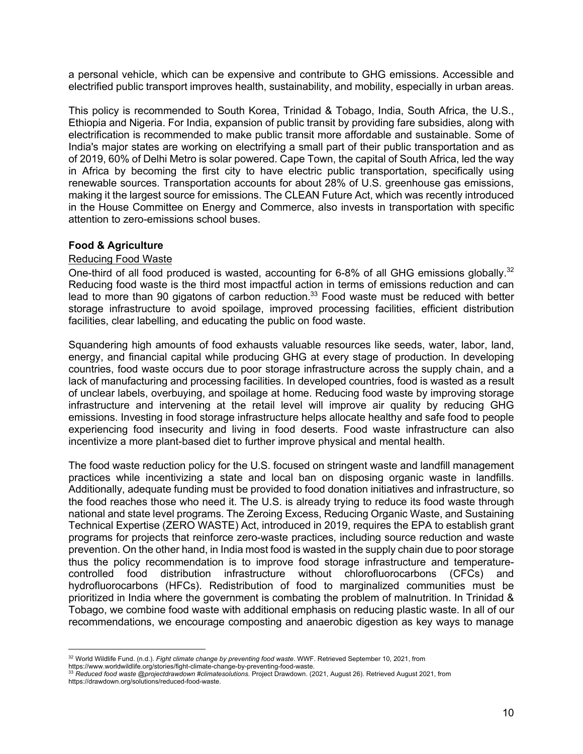a personal vehicle, which can be expensive and contribute to GHG emissions. Accessible and electrified public transport improves health, sustainability, and mobility, especially in urban areas.

This policy is recommended to South Korea, Trinidad & Tobago, India, South Africa, the U.S., Ethiopia and Nigeria. For India, expansion of public transit by providing fare subsidies, along with electrification is recommended to make public transit more affordable and sustainable. Some of India's major states are working on electrifying a small part of their public transportation and as of 2019, 60% of Delhi Metro is solar powered. Cape Town, the capital of South Africa, led the way in Africa by becoming the first city to have electric public transportation, specifically using renewable sources. Transportation accounts for about 28% of U.S. greenhouse gas emissions, making it the largest source for emissions. The CLEAN Future Act, which was recently introduced in the House Committee on Energy and Commerce, also invests in transportation with specific attention to zero-emissions school buses.

### Food & Agriculture

#### Reducing Food Waste

One-third of all food produced is wasted, accounting for 6-8% of all GHG emissions globally.[32] Reducing food waste is the third most impactful action in terms of emissions reduction and can lead to more than 90 gigatons of carbon reduction.[33] Food waste must be reduced with better storage infrastructure to avoid spoilage, improved processing facilities, efficient distribution facilities, clear labelling, and educating the public on food waste.

Squandering high amounts of food exhausts valuable resources like seeds, water, labor, land, energy, and financial capital while producing GHG at every stage of production. In developing countries, food waste occurs due to poor storage infrastructure across the supply chain, and a lack of manufacturing and processing facilities. In developed countries, food is wasted as a result of unclear labels, overbuying, and spoilage at home. Reducing food waste by improving storage infrastructure and intervening at the retail level will improve air quality by reducing GHG emissions. Investing in food storage infrastructure helps allocate healthy and safe food to people experiencing food insecurity and living in food deserts. Food waste infrastructure can also incentivize a more plant-based diet to further improve physical and mental health.

The food waste reduction policy for the U.S. focused on stringent waste and landfill management practices while incentivizing a state and local ban on disposing organic waste in landfills. Additionally, adequate funding must be provided to food donation initiatives and infrastructure, so the food reaches those who need it. The U.S. is already trying to reduce its food waste through national and state level programs. The Zeroing Excess, Reducing Organic Waste, and Sustaining Technical Expertise (ZERO WASTE) Act, introduced in 2019, requires the EPA to establish grant programs for projects that reinforce zero-waste practices, including source reduction and waste prevention. On the other hand, in India most food is wasted in the supply chain due to poor storage thus the policy recommendation is to improve food storage infrastructure and temperature-controlled food distribution infrastructure without chlorofluorocarbons (CFCs) and hydrofluorocarbons (HFCs). Redistribution of food to marginalized communities must be prioritized in India where the government is combating the problem of malnutrition. In Trinidad & Tobago, we combine food waste with additional emphasis on reducing plastic waste. In all of our recommendations, we encourage composting and anaerobic digestion as key ways to manage

---

[32] World Wildlife Fund. (n.d.). *Fight climate change by preventing food waste*. WWF. Retrieved September 10, 2021, from https://www.worldwildlife.org/stories/fight-climate-change-by-preventing-food-waste.

[33] *Reduced food waste @projectdrawdown #climatesolutions*. Project Drawdown. (2021, August 26). Retrieved August 2021, from https://drawdown.org/solutions/reduced-food-waste.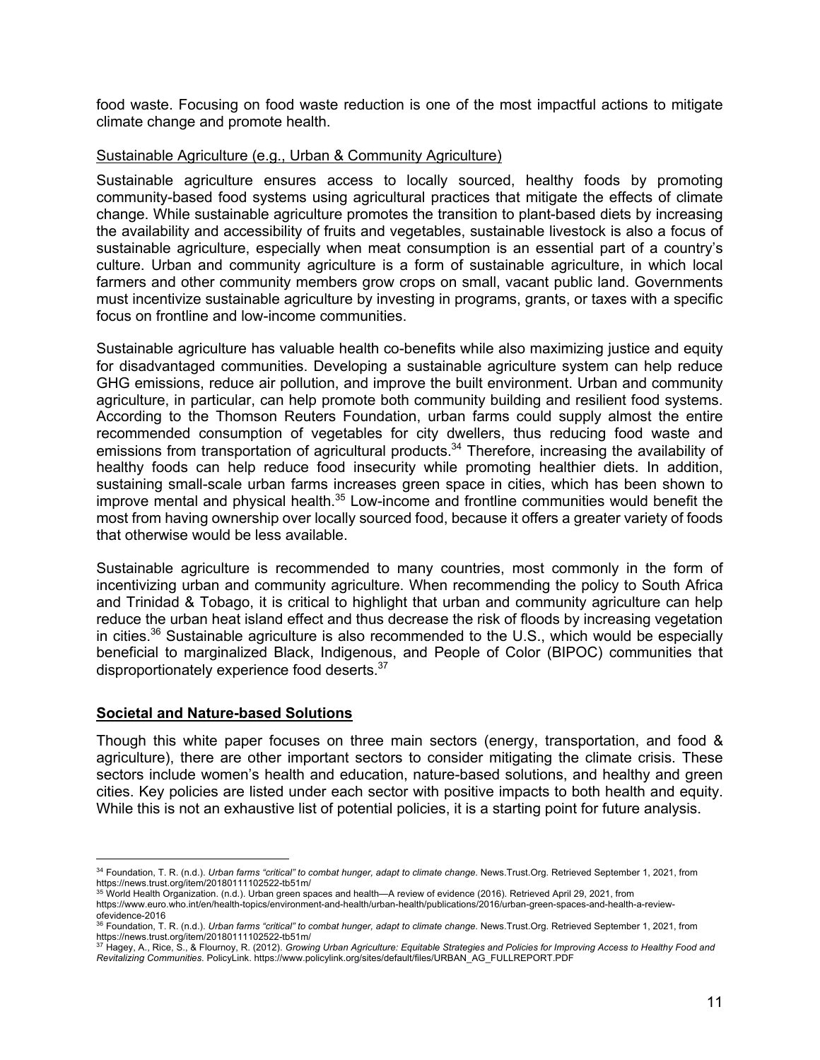food waste. Focusing on food waste reduction is one of the most impactful actions to mitigate climate change and promote health.

Sustainable Agriculture (e.g., Urban & Community Agriculture)

Sustainable agriculture ensures access to locally sourced, healthy foods by promoting community-based food systems using agricultural practices that mitigate the effects of climate change. While sustainable agriculture promotes the transition to plant-based diets by increasing the availability and accessibility of fruits and vegetables, sustainable livestock is also a focus of sustainable agriculture, especially when meat consumption is an essential part of a country's culture. Urban and community agriculture is a form of sustainable agriculture, in which local farmers and other community members grow crops on small, vacant public land. Governments must incentivize sustainable agriculture by investing in programs, grants, or taxes with a specific focus on frontline and low-income communities.

Sustainable agriculture has valuable health co-benefits while also maximizing justice and equity for disadvantaged communities. Developing a sustainable agriculture system can help reduce GHG emissions, reduce air pollution, and improve the built environment. Urban and community agriculture, in particular, can help promote both community building and resilient food systems. According to the Thomson Reuters Foundation, urban farms could supply almost the entire recommended consumption of vegetables for city dwellers, thus reducing food waste and emissions from transportation of agricultural products.[34] Therefore, increasing the availability of healthy foods can help reduce food insecurity while promoting healthier diets. In addition, sustaining small-scale urban farms increases green space in cities, which has been shown to improve mental and physical health.[35] Low-income and frontline communities would benefit the most from having ownership over locally sourced food, because it offers a greater variety of foods that otherwise would be less available.

Sustainable agriculture is recommended to many countries, most commonly in the form of incentivizing urban and community agriculture. When recommending the policy to South Africa and Trinidad & Tobago, it is critical to highlight that urban and community agriculture can help reduce the urban heat island effect and thus decrease the risk of floods by increasing vegetation in cities.[36] Sustainable agriculture is also recommended to the U.S., which would be especially beneficial to marginalized Black, Indigenous, and People of Color (BIPOC) communities that disproportionately experience food deserts.[37]

## Societal and Nature-based Solutions

Though this white paper focuses on three main sectors (energy, transportation, and food & agriculture), there are other important sectors to consider mitigating the climate crisis. These sectors include women's health and education, nature-based solutions, and healthy and green cities. Key policies are listed under each sector with positive impacts to both health and equity. While this is not an exhaustive list of potential policies, it is a starting point for future analysis.

---

[34] Foundation, T. R. (n.d.). *Urban farms "critical" to combat hunger, adapt to climate change*. News.Trust.Org. Retrieved September 1, 2021, from https://news.trust.org/item/20180111102522-tb51m/

[35] World Health Organization. (n.d.). Urban green spaces and health—A review of evidence (2016). Retrieved April 29, 2021, from https://www.euro.who.int/en/health-topics/environment-and-health/urban-health/publications/2016/urban-green-spaces-and-health-a-review-ofevidence-2016

[36] Foundation, T. R. (n.d.). *Urban farms "critical" to combat hunger, adapt to climate change*. News.Trust.Org. Retrieved September 1, 2021, from https://news.trust.org/item/20180111102522-tb51m/

[37] Hagey, A., Rice, S., & Flournoy, R. (2012). *Growing Urban Agriculture: Equitable Strategies and Policies for Improving Access to Healthy Food and Revitalizing Communities*. PolicyLink. https://www.policylink.org/sites/default/files/URBAN_AG_FULLREPORT.PDF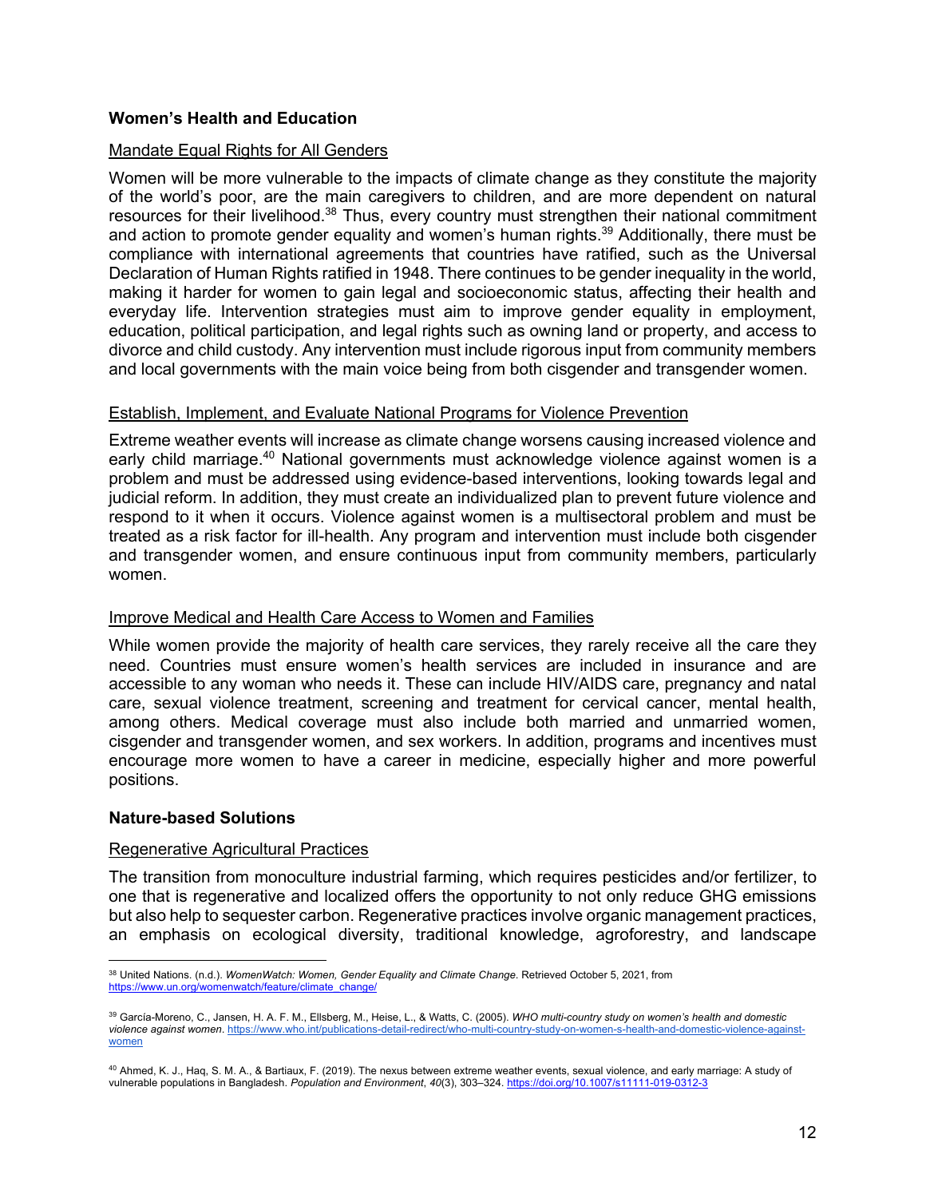### Women's Health and Education

#### Mandate Equal Rights for All Genders

Women will be more vulnerable to the impacts of climate change as they constitute the majority of the world's poor, are the main caregivers to children, and are more dependent on natural resources for their livelihood.[38] Thus, every country must strengthen their national commitment and action to promote gender equality and women's human rights.[39] Additionally, there must be compliance with international agreements that countries have ratified, such as the Universal Declaration of Human Rights ratified in 1948. There continues to be gender inequality in the world, making it harder for women to gain legal and socioeconomic status, affecting their health and everyday life. Intervention strategies must aim to improve gender equality in employment, education, political participation, and legal rights such as owning land or property, and access to divorce and child custody. Any intervention must include rigorous input from community members and local governments with the main voice being from both cisgender and transgender women.

#### Establish, Implement, and Evaluate National Programs for Violence Prevention

Extreme weather events will increase as climate change worsens causing increased violence and early child marriage.[40] National governments must acknowledge violence against women is a problem and must be addressed using evidence-based interventions, looking towards legal and judicial reform. In addition, they must create an individualized plan to prevent future violence and respond to it when it occurs. Violence against women is a multisectoral problem and must be treated as a risk factor for ill-health. Any program and intervention must include both cisgender and transgender women, and ensure continuous input from community members, particularly women.

#### Improve Medical and Health Care Access to Women and Families

While women provide the majority of health care services, they rarely receive all the care they need. Countries must ensure women's health services are included in insurance and are accessible to any woman who needs it. These can include HIV/AIDS care, pregnancy and natal care, sexual violence treatment, screening and treatment for cervical cancer, mental health, among others. Medical coverage must also include both married and unmarried women, cisgender and transgender women, and sex workers. In addition, programs and incentives must encourage more women to have a career in medicine, especially higher and more powerful positions.

### Nature-based Solutions

#### Regenerative Agricultural Practices

The transition from monoculture industrial farming, which requires pesticides and/or fertilizer, to one that is regenerative and localized offers the opportunity to not only reduce GHG emissions but also help to sequester carbon. Regenerative practices involve organic management practices, an emphasis on ecological diversity, traditional knowledge, agroforestry, and landscape

---

[38] United Nations. (n.d.). *WomenWatch: Women, Gender Equality and Climate Change*. Retrieved October 5, 2021, from https://www.un.org/womenwatch/feature/climate_change/

[39] García-Moreno, C., Jansen, H. A. F. M., Ellsberg, M., Heise, L., & Watts, C. (2005). *WHO multi-country study on women's health and domestic violence against women*. https://www.who.int/publications-detail-redirect/who-multi-country-study-on-women-s-health-and-domestic-violence-against-women

[40] Ahmed, K. J., Haq, S. M. A., & Bartiaux, F. (2019). The nexus between extreme weather events, sexual violence, and early marriage: A study of vulnerable populations in Bangladesh. *Population and Environment*, *40*(3), 303–324. https://doi.org/10.1007/s11111-019-0312-3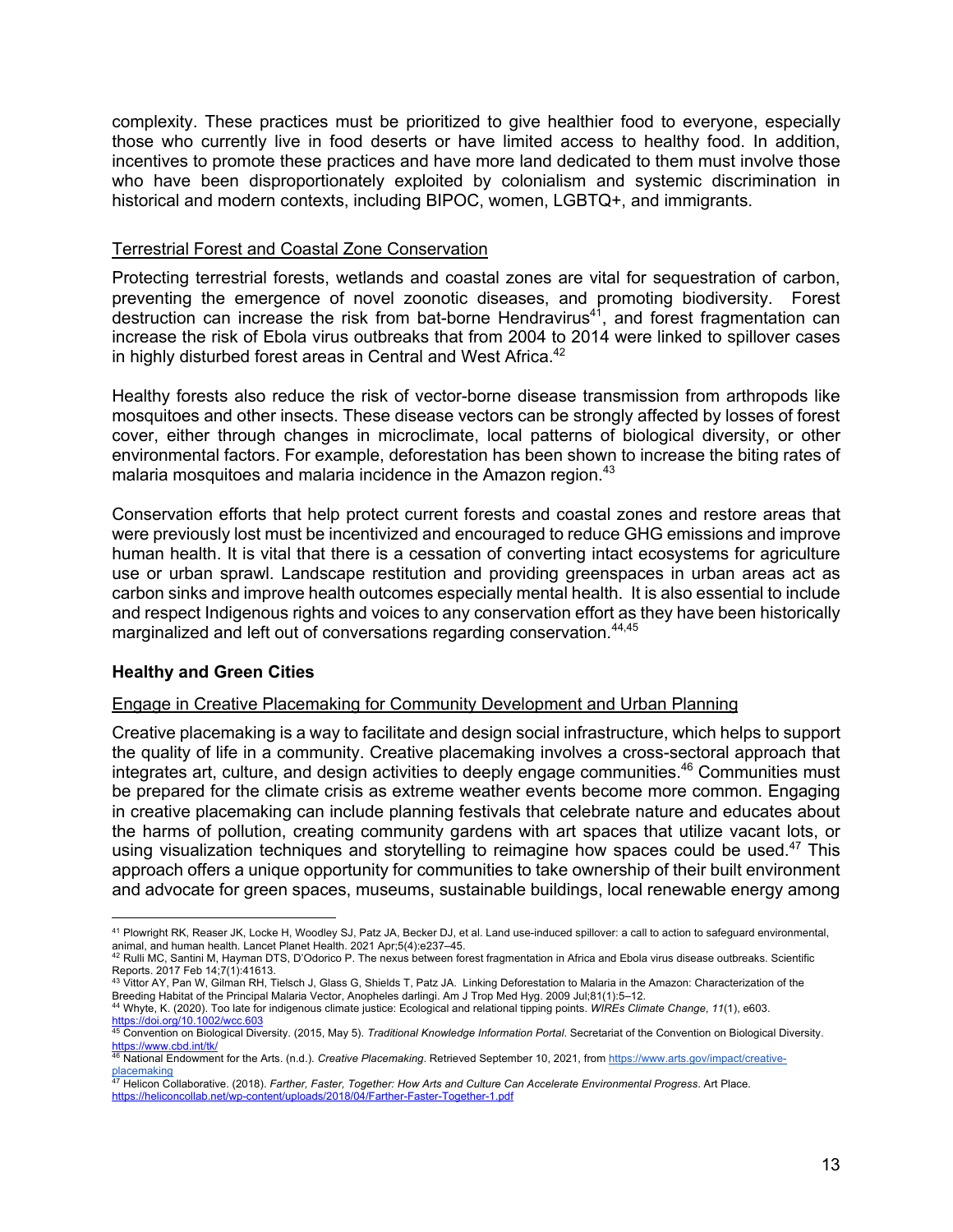complexity. These practices must be prioritized to give healthier food to everyone, especially those who currently live in food deserts or have limited access to healthy food. In addition, incentives to promote these practices and have more land dedicated to them must involve those who have been disproportionately exploited by colonialism and systemic discrimination in historical and modern contexts, including BIPOC, women, LGBTQ+, and immigrants.

Terrestrial Forest and Coastal Zone Conservation

Protecting terrestrial forests, wetlands and coastal zones are vital for sequestration of carbon, preventing the emergence of novel zoonotic diseases, and promoting biodiversity. Forest destruction can increase the risk from bat-borne Hendravirus[41], and forest fragmentation can increase the risk of Ebola virus outbreaks that from 2004 to 2014 were linked to spillover cases in highly disturbed forest areas in Central and West Africa.[42]

Healthy forests also reduce the risk of vector-borne disease transmission from arthropods like mosquitoes and other insects. These disease vectors can be strongly affected by losses of forest cover, either through changes in microclimate, local patterns of biological diversity, or other environmental factors. For example, deforestation has been shown to increase the biting rates of malaria mosquitoes and malaria incidence in the Amazon region.[43]

Conservation efforts that help protect current forests and coastal zones and restore areas that were previously lost must be incentivized and encouraged to reduce GHG emissions and improve human health. It is vital that there is a cessation of converting intact ecosystems for agriculture use or urban sprawl. Landscape restitution and providing greenspaces in urban areas act as carbon sinks and improve health outcomes especially mental health. It is also essential to include and respect Indigenous rights and voices to any conservation effort as they have been historically marginalized and left out of conversations regarding conservation.[44,45]

### Healthy and Green Cities

Engage in Creative Placemaking for Community Development and Urban Planning

Creative placemaking is a way to facilitate and design social infrastructure, which helps to support the quality of life in a community. Creative placemaking involves a cross-sectoral approach that integrates art, culture, and design activities to deeply engage communities.[46] Communities must be prepared for the climate crisis as extreme weather events become more common. Engaging in creative placemaking can include planning festivals that celebrate nature and educates about the harms of pollution, creating community gardens with art spaces that utilize vacant lots, or using visualization techniques and storytelling to reimagine how spaces could be used.[47] This approach offers a unique opportunity for communities to take ownership of their built environment and advocate for green spaces, museums, sustainable buildings, local renewable energy among

---

[41] Plowright RK, Reaser JK, Locke H, Woodley SJ, Patz JA, Becker DJ, et al. Land use-induced spillover: a call to action to safeguard environmental, animal, and human health. Lancet Planet Health. 2021 Apr;5(4):e237–45.

[42] Rulli MC, Santini M, Hayman DTS, D'Odorico P. The nexus between forest fragmentation in Africa and Ebola virus disease outbreaks. Scientific Reports. 2017 Feb 14;7(1):41613.

[43] Vittor AY, Pan W, Gilman RH, Tielsch J, Glass G, Shields T, Patz JA. Linking Deforestation to Malaria in the Amazon: Characterization of the Breeding Habitat of the Principal Malaria Vector, Anopheles darlingi. Am J Trop Med Hyg. 2009 Jul;81(1):5–12.

[44] Whyte, K. (2020). Too late for indigenous climate justice: Ecological and relational tipping points. *WIREs Climate Change*, *11*(1), e603. https://doi.org/10.1002/wcc.603

[45] Convention on Biological Diversity. (2015, May 5). *Traditional Knowledge Information Portal*. Secretariat of the Convention on Biological Diversity. https://www.cbd.int/tk/

[46] National Endowment for the Arts. (n.d.). *Creative Placemaking*. Retrieved September 10, 2021, from https://www.arts.gov/impact/creative-placemaking

[47] Helicon Collaborative. (2018). *Farther, Faster, Together: How Arts and Culture Can Accelerate Environmental Progress*. Art Place. https://heliconcollab.net/wp-content/uploads/2018/04/Farther-Faster-Together-1.pdf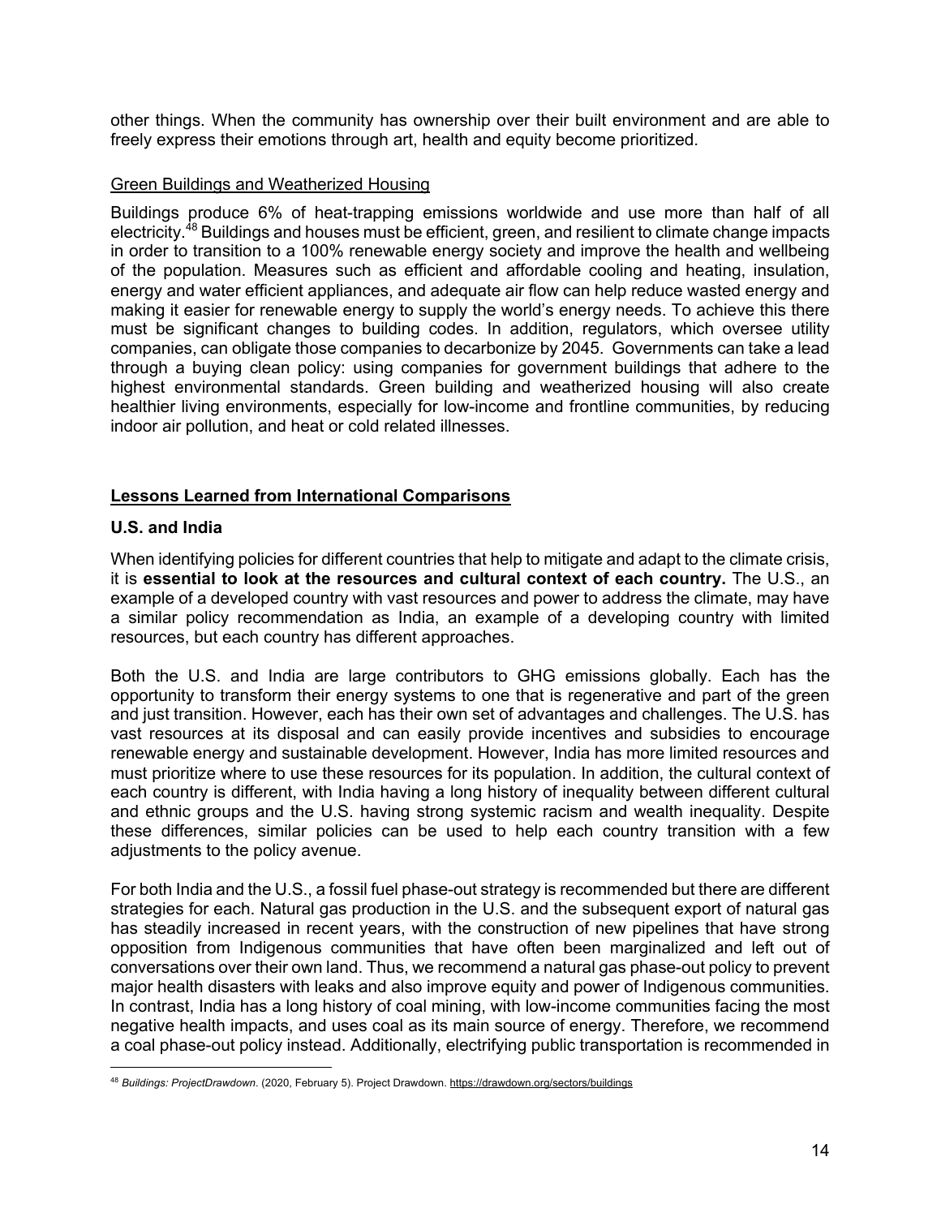other things. When the community has ownership over their built environment and are able to freely express their emotions through art, health and equity become prioritized.

Green Buildings and Weatherized Housing

Buildings produce 6% of heat-trapping emissions worldwide and use more than half of all electricity.[48] Buildings and houses must be efficient, green, and resilient to climate change impacts in order to transition to a 100% renewable energy society and improve the health and wellbeing of the population. Measures such as efficient and affordable cooling and heating, insulation, energy and water efficient appliances, and adequate air flow can help reduce wasted energy and making it easier for renewable energy to supply the world's energy needs. To achieve this there must be significant changes to building codes. In addition, regulators, which oversee utility companies, can obligate those companies to decarbonize by 2045. Governments can take a lead through a buying clean policy: using companies for government buildings that adhere to the highest environmental standards. Green building and weatherized housing will also create healthier living environments, especially for low-income and frontline communities, by reducing indoor air pollution, and heat or cold related illnesses.

## Lessons Learned from International Comparisons

### U.S. and India

When identifying policies for different countries that help to mitigate and adapt to the climate crisis, it is **essential to look at the resources and cultural context of each country.** The U.S., an example of a developed country with vast resources and power to address the climate, may have a similar policy recommendation as India, an example of a developing country with limited resources, but each country has different approaches.

Both the U.S. and India are large contributors to GHG emissions globally. Each has the opportunity to transform their energy systems to one that is regenerative and part of the green and just transition. However, each has their own set of advantages and challenges. The U.S. has vast resources at its disposal and can easily provide incentives and subsidies to encourage renewable energy and sustainable development. However, India has more limited resources and must prioritize where to use these resources for its population. In addition, the cultural context of each country is different, with India having a long history of inequality between different cultural and ethnic groups and the U.S. having strong systemic racism and wealth inequality. Despite these differences, similar policies can be used to help each country transition with a few adjustments to the policy avenue.

For both India and the U.S., a fossil fuel phase-out strategy is recommended but there are different strategies for each. Natural gas production in the U.S. and the subsequent export of natural gas has steadily increased in recent years, with the construction of new pipelines that have strong opposition from Indigenous communities that have often been marginalized and left out of conversations over their own land. Thus, we recommend a natural gas phase-out policy to prevent major health disasters with leaks and also improve equity and power of Indigenous communities. In contrast, India has a long history of coal mining, with low-income communities facing the most negative health impacts, and uses coal as its main source of energy. Therefore, we recommend a coal phase-out policy instead. Additionally, electrifying public transportation is recommended in

[48] *Buildings: ProjectDrawdown*. (2020, February 5). Project Drawdown. https://drawdown.org/sectors/buildings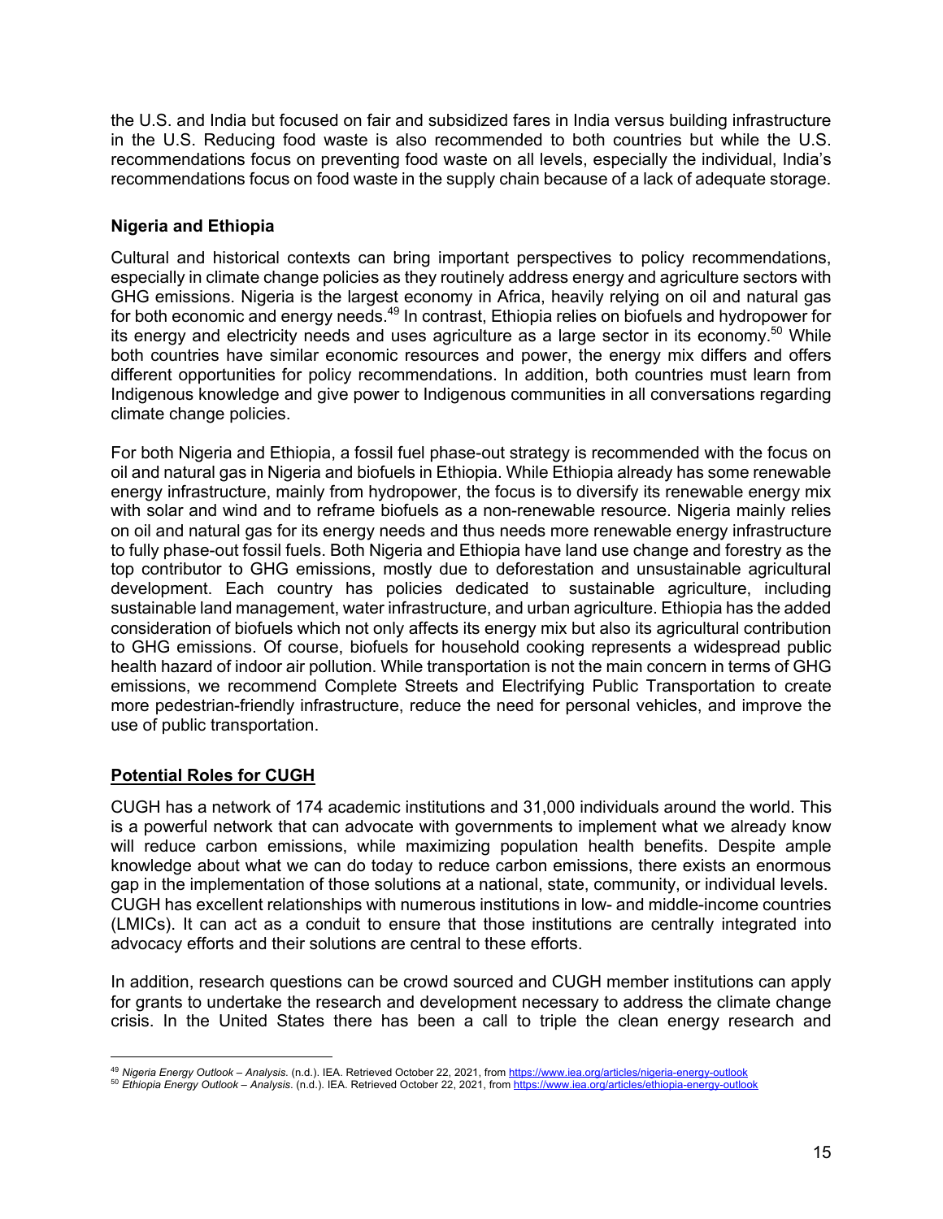the U.S. and India but focused on fair and subsidized fares in India versus building infrastructure in the U.S. Reducing food waste is also recommended to both countries but while the U.S. recommendations focus on preventing food waste on all levels, especially the individual, India's recommendations focus on food waste in the supply chain because of a lack of adequate storage.

### Nigeria and Ethiopia

Cultural and historical contexts can bring important perspectives to policy recommendations, especially in climate change policies as they routinely address energy and agriculture sectors with GHG emissions. Nigeria is the largest economy in Africa, heavily relying on oil and natural gas for both economic and energy needs.[49] In contrast, Ethiopia relies on biofuels and hydropower for its energy and electricity needs and uses agriculture as a large sector in its economy.[50] While both countries have similar economic resources and power, the energy mix differs and offers different opportunities for policy recommendations. In addition, both countries must learn from Indigenous knowledge and give power to Indigenous communities in all conversations regarding climate change policies.

For both Nigeria and Ethiopia, a fossil fuel phase-out strategy is recommended with the focus on oil and natural gas in Nigeria and biofuels in Ethiopia. While Ethiopia already has some renewable energy infrastructure, mainly from hydropower, the focus is to diversify its renewable energy mix with solar and wind and to reframe biofuels as a non-renewable resource. Nigeria mainly relies on oil and natural gas for its energy needs and thus needs more renewable energy infrastructure to fully phase-out fossil fuels. Both Nigeria and Ethiopia have land use change and forestry as the top contributor to GHG emissions, mostly due to deforestation and unsustainable agricultural development. Each country has policies dedicated to sustainable agriculture, including sustainable land management, water infrastructure, and urban agriculture. Ethiopia has the added consideration of biofuels which not only affects its energy mix but also its agricultural contribution to GHG emissions. Of course, biofuels for household cooking represents a widespread public health hazard of indoor air pollution. While transportation is not the main concern in terms of GHG emissions, we recommend Complete Streets and Electrifying Public Transportation to create more pedestrian-friendly infrastructure, reduce the need for personal vehicles, and improve the use of public transportation.

## Potential Roles for CUGH

CUGH has a network of 174 academic institutions and 31,000 individuals around the world. This is a powerful network that can advocate with governments to implement what we already know will reduce carbon emissions, while maximizing population health benefits. Despite ample knowledge about what we can do today to reduce carbon emissions, there exists an enormous gap in the implementation of those solutions at a national, state, community, or individual levels. CUGH has excellent relationships with numerous institutions in low- and middle-income countries (LMICs). It can act as a conduit to ensure that those institutions are centrally integrated into advocacy efforts and their solutions are central to these efforts.

In addition, research questions can be crowd sourced and CUGH member institutions can apply for grants to undertake the research and development necessary to address the climate change crisis. In the United States there has been a call to triple the clean energy research and

[49] *Nigeria Energy Outlook – Analysis*. (n.d.). IEA. Retrieved October 22, 2021, from https://www.iea.org/articles/nigeria-energy-outlook

[50] *Ethiopia Energy Outlook – Analysis*. (n.d.). IEA. Retrieved October 22, 2021, from https://www.iea.org/articles/ethiopia-energy-outlook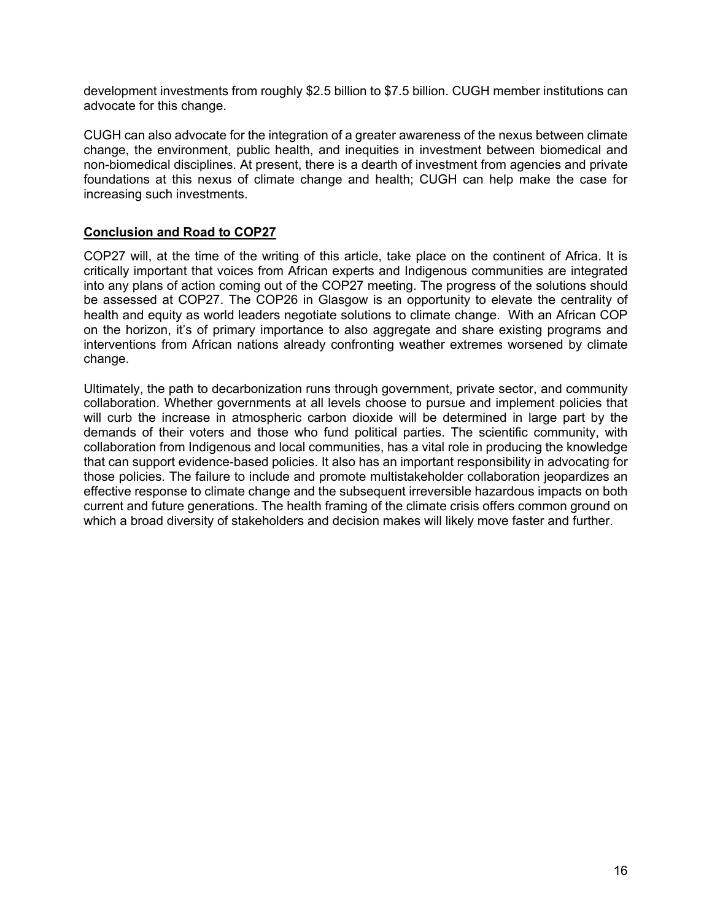development investments from roughly $2.5 billion to $7.5 billion. CUGH member institutions can advocate for this change.

CUGH can also advocate for the integration of a greater awareness of the nexus between climate change, the environment, public health, and inequities in investment between biomedical and non-biomedical disciplines. At present, there is a dearth of investment from agencies and private foundations at this nexus of climate change and health; CUGH can help make the case for increasing such investments.

## Conclusion and Road to COP27

COP27 will, at the time of the writing of this article, take place on the continent of Africa. It is critically important that voices from African experts and Indigenous communities are integrated into any plans of action coming out of the COP27 meeting. The progress of the solutions should be assessed at COP27. The COP26 in Glasgow is an opportunity to elevate the centrality of health and equity as world leaders negotiate solutions to climate change. With an African COP on the horizon, it's of primary importance to also aggregate and share existing programs and interventions from African nations already confronting weather extremes worsened by climate change.

Ultimately, the path to decarbonization runs through government, private sector, and community collaboration. Whether governments at all levels choose to pursue and implement policies that will curb the increase in atmospheric carbon dioxide will be determined in large part by the demands of their voters and those who fund political parties. The scientific community, with collaboration from Indigenous and local communities, has a vital role in producing the knowledge that can support evidence-based policies. It also has an important responsibility in advocating for those policies. The failure to include and promote multistakeholder collaboration jeopardizes an effective response to climate change and the subsequent irreversible hazardous impacts on both current and future generations. The health framing of the climate crisis offers common ground on which a broad diversity of stakeholders and decision makes will likely move faster and further.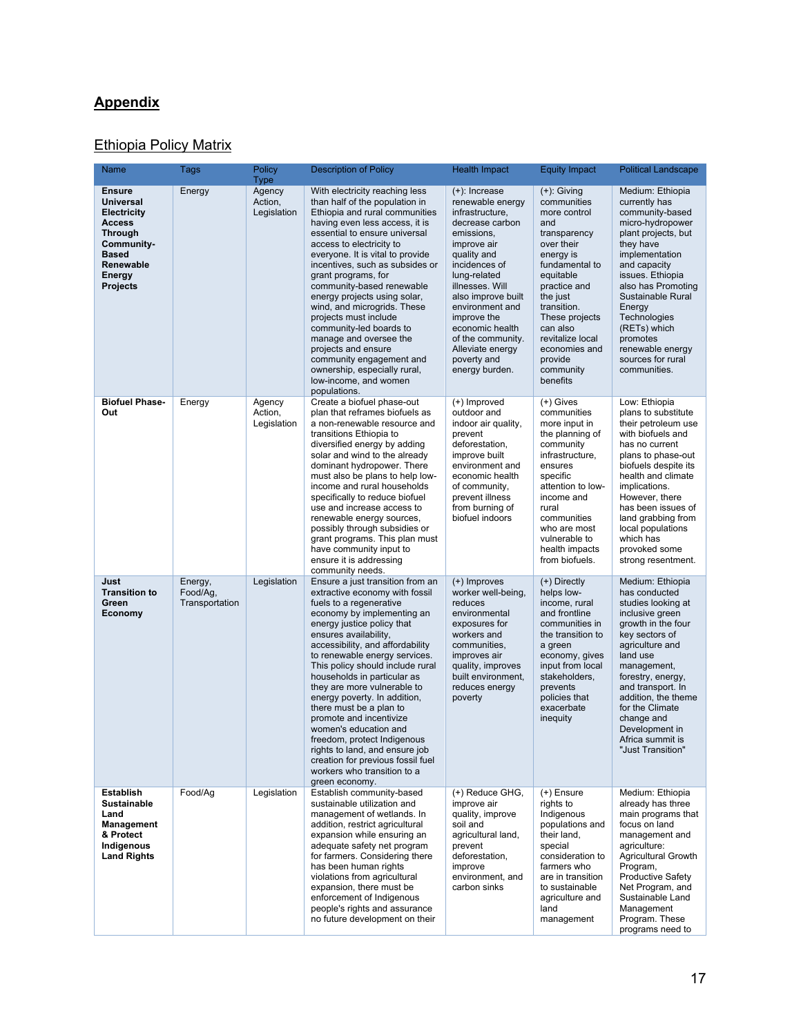## **Appendix**

### Ethiopia Policy Matrix

| Name | Tags | Policy Type | Description of Policy | Health Impact | Equity Impact | Political Landscape |
|---|---|---|---|---|---|---|
| **Ensure Universal Electricity Access Through Community-Based Renewable Energy Projects** | Energy | Agency Action, Legislation | With electricity reaching less than half of the population in Ethiopia and rural communities having even less access, it is essential to ensure universal access to electricity to everyone. It is vital to provide incentives, such as subsides or grant programs, for community-based renewable energy projects using solar, wind, and microgrids. These projects must include community-led boards to manage and oversee the projects and ensure community engagement and ownership, especially rural, low-income, and women populations. | (+): Increase renewable energy infrastructure, decrease carbon emissions, improve air quality and incidences of lung-related illnesses. Will also improve built environment and improve the economic health of the community. Alleviate energy poverty and energy burden. | (+): Giving communities more control and transparency over their energy is fundamental to equitable practice and the just transition. These projects can also revitalize local economies and provide community benefits | Medium: Ethiopia currently has community-based micro-hydropower plant projects, but they have implementation and capacity issues. Ethiopia also has Promoting Sustainable Rural Energy Technologies (RETs) which promotes renewable energy sources for rural communities. |
| **Biofuel Phase-Out** | Energy | Agency Action, Legislation | Create a biofuel phase-out plan that reframes biofuels as a non-renewable resource and transitions Ethiopia to a diversified energy by adding solar and wind to the already dominant hydropower. There must also be plans to help low-income and rural households specifically to reduce biofuel use and increase access to renewable energy sources, possibly through subsidies or grant programs. This plan must have community input to ensure it is addressing community needs. | (+) Improved outdoor and indoor air quality, prevent deforestation, improve built environment and economic health of community, prevent illness from burning of biofuel indoors | (+) Gives communities more input in the planning of community infrastructure, ensures specific attention to low-income and rural communities who are most vulnerable to health impacts from biofuels. | Low: Ethiopia plans to substitute their petroleum use with biofuels and has no current plans to phase-out biofuels despite its health and climate implications. However, there has been issues of land grabbing from local populations which has provoked some strong resentment. |
| **Just Transition to Green Economy** | Energy, Food/Ag, Transportation | Legislation | Ensure a just transition from an extractive economy with fossil fuels to a regenerative economy by implementing an energy justice policy that ensures availability, accessibility, and affordability to renewable energy services. This policy should include rural households in particular as they are more vulnerable to energy poverty. In addition, there must be a plan to promote and incentivize women's education and freedom, protect Indigenous rights to land, and ensure job creation for previous fossil fuel workers who transition to a green economy. | (+) Improves worker well-being, reduces environmental exposures for workers and communities, improves air quality, improves built environment, reduces energy poverty | (+) Directly helps low-income, rural and frontline communities in the transition to a green economy, gives input from local stakeholders, prevents policies that exacerbate inequity | Medium: Ethiopia has conducted studies looking at inclusive green growth in the four key sectors of agriculture and land use management, forestry, energy, and transport. In addition, the theme for the Climate change and Development in Africa summit is "Just Transition" |
| **Establish Sustainable Land Management & Protect Indigenous Land Rights** | Food/Ag | Legislation | Establish community-based sustainable utilization and management of wetlands. In addition, restrict agricultural expansion while ensuring an adequate safety net program for farmers. Considering there has been human rights violations from agricultural expansion, there must be enforcement of Indigenous people's rights and assurance no future development on their | (+) Reduce GHG, improve air quality, improve soil and agricultural land, prevent deforestation, improve environment, and carbon sinks | (+) Ensure rights to Indigenous populations and their land, special consideration to farmers who are in transition to sustainable agriculture and land management | Medium: Ethiopia already has three main programs that focus on land management and agriculture: Agricultural Growth Program, Productive Safety Net Program, and Sustainable Land Management Program. These programs need to |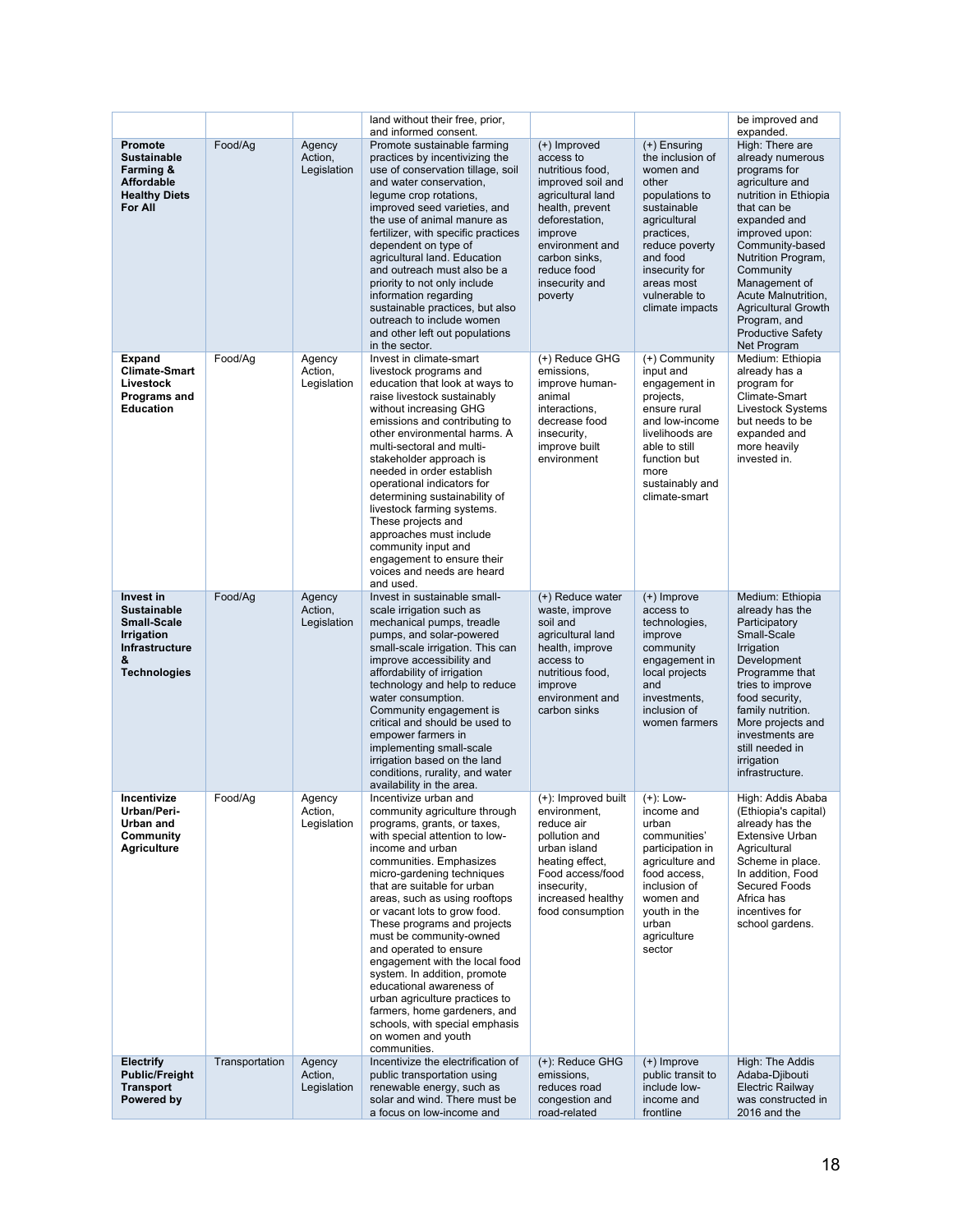| | | | land without their free, prior, and informed consent. | | | be improved and expanded. |
|---|---|---|---|---|---|---|
| **Promote Sustainable Farming & Affordable Healthy Diets For All** | Food/Ag | Agency Action, Legislation | Promote sustainable farming practices by incentivizing the use of conservation tillage, soil and water conservation, legume crop rotations, improved seed varieties, and the use of animal manure as fertilizer, with specific practices dependent on type of agricultural land. Education and outreach must also be a priority to not only include information regarding sustainable practices, but also outreach to include women and other left out populations in the sector. | (+) Improved access to nutritious food, improved soil and agricultural land health, prevent deforestation, improve environment and carbon sinks, reduce food insecurity and poverty | (+) Ensuring the inclusion of women and other populations to sustainable agricultural practices, reduce poverty and food insecurity for areas most vulnerable to climate impacts | High: There are already numerous programs for agriculture and nutrition in Ethiopia that can be expanded and improved upon: Community-based Nutrition Program, Community Management of Acute Malnutrition, Agricultural Growth Program, and Productive Safety Net Program |
| **Expand Climate-Smart Livestock Programs and Education** | Food/Ag | Agency Action, Legislation | Invest in climate-smart livestock programs and education that look at ways to raise livestock sustainably without increasing GHG emissions and contributing to other environmental harms. A multi-sectoral and multi-stakeholder approach is needed in order establish operational indicators for determining sustainability of livestock farming systems. These projects and approaches must include community input and engagement to ensure their voices and needs are heard and used. | (+) Reduce GHG emissions, improve human-animal interactions, decrease food insecurity, improve built environment | (+) Community input and engagement in projects, ensure rural and low-income livelihoods are able to still function but more sustainably and climate-smart | Medium: Ethiopia already has a program for Climate-Smart Livestock Systems but needs to be expanded and more heavily invested in. |
| **Invest in Sustainable Small-Scale Irrigation Infrastructure & Technologies** | Food/Ag | Agency Action, Legislation | Invest in sustainable small-scale irrigation such as mechanical pumps, treadle pumps, and solar-powered small-scale irrigation. This can improve accessibility and affordability of irrigation technology and help to reduce water consumption. Community engagement is critical and should be used to empower farmers in implementing small-scale irrigation based on the land conditions, rurality, and water availability in the area. | (+) Reduce water waste, improve soil and agricultural land health, improve access to nutritious food, improve environment and carbon sinks | (+) Improve access to technologies, improve community engagement in local projects and investments, inclusion of women farmers | Medium: Ethiopia already has the Participatory Small-Scale Irrigation Development Programme that tries to improve food security, family nutrition. More projects and investments are still needed in irrigation infrastructure. |
| **Incentivize Urban/Peri-Urban and Community Agriculture** | Food/Ag | Agency Action, Legislation | Incentivize urban and community agriculture through programs, grants, or taxes, with special attention to low-income and urban communities. Emphasizes micro-gardening techniques that are suitable for urban areas, such as using rooftops or vacant lots to grow food. These programs and projects must be community-owned and operated to ensure engagement with the local food system. In addition, promote educational awareness of urban agriculture practices to farmers, home gardeners, and schools, with special emphasis on women and youth communities. | (+): Improved built environment, reduce air pollution and urban island heating effect, Food access/food insecurity, increased healthy food consumption | (+): Low-income and urban communities' participation in agriculture and food access, inclusion of women and youth in the urban agriculture sector | High: Addis Ababa (Ethiopia's capital) already has the Extensive Urban Agricultural Scheme in place. In addition, Food Secured Foods Africa has incentives for school gardens. |
| **Electrify Public/Freight Transport Powered by** | Transportation | Agency Action, Legislation | Incentivize the electrification of public transportation using renewable energy, such as solar and wind. There must be a focus on low-income and | (+): Reduce GHG emissions, reduces road congestion and road-related | (+) Improve public transit to include low-income and frontline | High: The Addis Adaba-Djibouti Electric Railway was constructed in 2016 and the |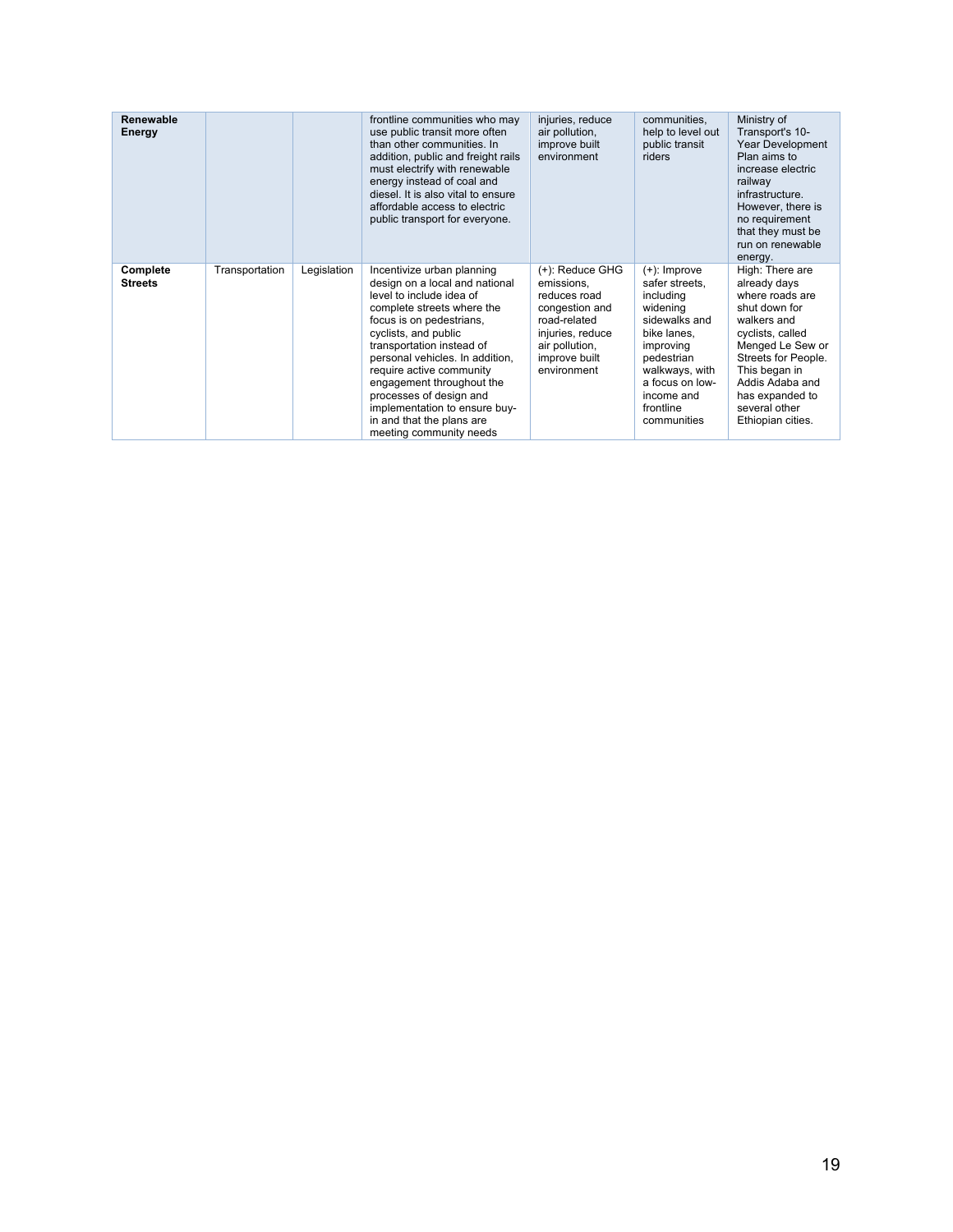| Renewable Energy | | | frontline communities who may use public transit more often than other communities. In addition, public and freight rails must electrify with renewable energy instead of coal and diesel. It is also vital to ensure affordable access to electric public transport for everyone. | injuries, reduce air pollution, improve built environment | communities, help to level out public transit riders | Ministry of Transport's 10-Year Development Plan aims to increase electric railway infrastructure. However, there is no requirement that they must be run on renewable energy. |
|---|---|---|---|---|---|---|
| **Complete Streets** | Transportation | Legislation | Incentivize urban planning design on a local and national level to include idea of complete streets where the focus is on pedestrians, cyclists, and public transportation instead of personal vehicles. In addition, require active community engagement throughout the processes of design and implementation to ensure buy-in and that the plans are meeting community needs | (+): Reduce GHG emissions, reduces road congestion and road-related injuries, reduce air pollution, improve built environment | (+): Improve safer streets, including widening sidewalks and bike lanes, improving pedestrian walkways, with a focus on low-income and frontline communities | High: There are already days where roads are shut down for walkers and cyclists, called Menged Le Sew or Streets for People. This began in Addis Adaba and has expanded to several other Ethiopian cities. |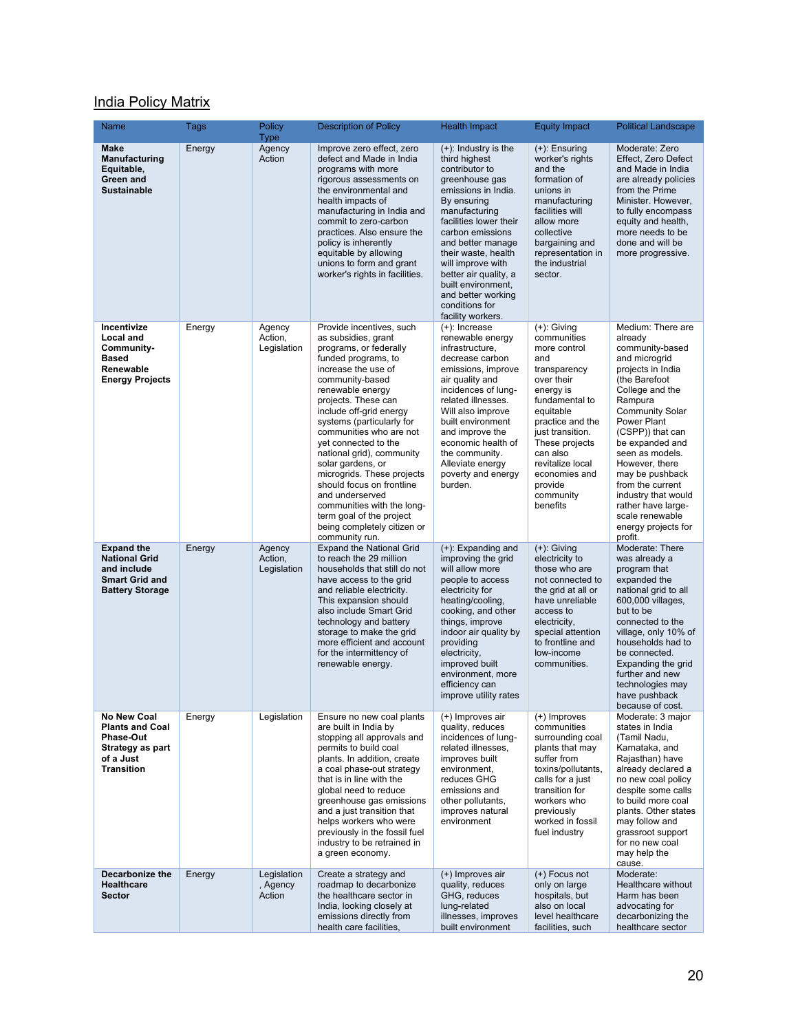## India Policy Matrix

| Name | Tags | Policy Type | Description of Policy | Health Impact | Equity Impact | Political Landscape |
|---|---|---|---|---|---|---|
| **Make Manufacturing Equitable, Green and Sustainable** | Energy | Agency Action | Improve zero effect, zero defect and Made in India programs with more rigorous assessments on the environmental and health impacts of manufacturing in India and commit to zero-carbon practices. Also ensure the policy is inherently equitable by allowing unions to form and grant worker's rights in facilities. | (+): Industry is the third highest contributor to greenhouse gas emissions in India. By ensuring manufacturing facilities lower their carbon emissions and better manage their waste, health will improve with better air quality, a built environment, and better working conditions for facility workers. | (+): Ensuring worker's rights and the formation of unions in manufacturing facilities will allow more collective bargaining and representation in the industrial sector. | Moderate: Zero Effect, Zero Defect and Made in India are already policies from the Prime Minister. However, to fully encompass equity and health, more needs to be done and will be more progressive. |
| **Incentivize Local and Community-Based Renewable Energy Projects** | Energy | Agency Action, Legislation | Provide incentives, such as subsidies, grant programs, or federally funded programs, to increase the use of community-based renewable energy projects. These can include off-grid energy systems (particularly for communities who are not yet connected to the national grid), community solar gardens, or microgrids. These projects should focus on frontline and underserved communities with the long-term goal of the project being completely citizen or community run. | (+): Increase renewable energy infrastructure, decrease carbon emissions, improve air quality and incidences of lung-related illnesses. Will also improve built environment and improve the economic health of the community. Alleviate energy poverty and energy burden. | (+): Giving communities more control and transparency over their energy is fundamental to equitable practice and the just transition. These projects can also revitalize local economies and provide community benefits | Medium: There are already community-based and microgrid projects in India (the Barefoot College and the Rampura Community Solar Power Plant (CSPP)) that can be expanded and seen as models. However, there may be pushback from the current industry that would rather have large-scale renewable energy projects for profit. |
| **Expand the National Grid and include Smart Grid and Battery Storage** | Energy | Agency Action, Legislation | Expand the National Grid to reach the 29 million households that still do not have access to the grid and reliable electricity. This expansion should also include Smart Grid technology and battery storage to make the grid more efficient and account for the intermittency of renewable energy. | (+): Expanding and improving the grid will allow more people to access electricity for heating/cooling, cooking, and other things, improve indoor air quality by providing electricity, improved built environment, more efficiency can improve utility rates | (+): Giving electricity to those who are not connected to the grid at all or have unreliable access to electricity, special attention to frontline and low-income communities. | Moderate: There was already a program that expanded the national grid to all 600,000 villages, but to be connected to the village, only 10% of households had to be connected. Expanding the grid further and new technologies may have pushback because of cost. |
| **No New Coal Plants and Coal Phase-Out Strategy as part of a Just Transition** | Energy | Legislation | Ensure no new coal plants are built in India by stopping all approvals and permits to build coal plants. In addition, create a coal phase-out strategy that is in line with the global need to reduce greenhouse gas emissions and a just transition that helps workers who were previously in the fossil fuel industry to be retrained in a green economy. | (+) Improves air quality, reduces incidences of lung-related illnesses, improves built environment, reduces GHG emissions and other pollutants, improves natural environment | (+) Improves communities surrounding coal plants that may suffer from toxins/pollutants, calls for a just transition for workers who previously worked in fossil fuel industry | Moderate: 3 major states in India (Tamil Nadu, Karnataka, and Rajasthan) have already declared a no new coal policy despite some calls to build more coal plants. Other states may follow and grassroot support for no new coal may help the cause. |
| **Decarbonize the Healthcare Sector** | Energy | Legislation, Agency Action | Create a strategy and roadmap to decarbonize the healthcare sector in India, looking closely at emissions directly from health care facilities, | (+) Improves air quality, reduces GHG, reduces lung-related illnesses, improves built environment | (+) Focus not only on large hospitals, but also on local level healthcare facilities, such | Moderate: Healthcare without Harm has been advocating for decarbonizing the healthcare sector |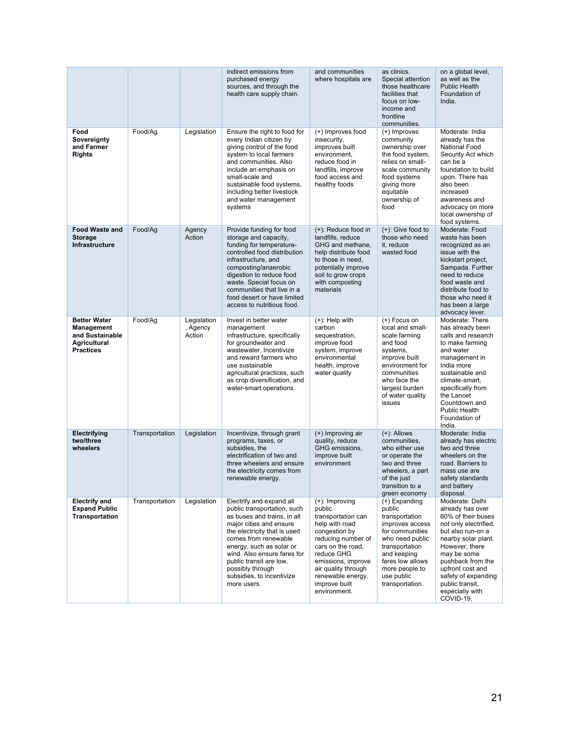| | | | indirect emissions from purchased energy sources, and through the health care supply chain. | and communities where hospitals are | as clinics. Special attention those healthcare facilities that focus on low-income and frontline communities. | on a global level, as well as the Public Health Foundation of India. |
|---|---|---|---|---|---|---|
| **Food Sovereignty and Farmer Rights** | Food/Ag | Legislation | Ensure the right to food for every Indian citizen by giving control of the food system to local farmers and communities. Also include an emphasis on small-scale and sustainable food systems, including better livestock and water management systems | (+) Improves food insecurity, improves built environment, reduce food in landfills, improve food access and healthy foods | (+) Improves community ownership over the food system, relies on small-scale community food systems giving more equitable ownership of food | Moderate: India already has the National Food Security Act which can be a foundation to build upon. There has also been increased awareness and advocacy on more local ownership of food systems. |
| **Food Waste and Storage Infrastructure** | Food/Ag | Agency Action | Provide funding for food storage and capacity, funding for temperature-controlled food distribution infrastructure, and composting/anaerobic digestion to reduce food waste. Special focus on communities that live in a food desert or have limited access to nutritious food. | (+): Reduce food in landfills, reduce GHG and methane, help distribute food to those in need, potentially improve soil to grow crops with composting materials | (+): Give food to those who need it, reduce wasted food | Moderate: Food waste has been recognized as an issue with the kickstart project, Sampada. Further need to reduce food waste and distribute food to those who need it has been a large advocacy lever. |
| **Better Water Management and Sustainable Agricultural Practices** | Food/Ag | Legislation, Agency Action | Invest in better water management infrastructure, specifically for groundwater and wastewater. Incentivize and reward farmers who use sustainable agricultural practices, such as crop diversification, and water-smart operations. | (+): Help with carbon sequestration, improve food system, improve environmental health, improve water quality | (+) Focus on local and small-scale farming and food systems, improve built environment for communities who face the largest burden of water quality issues | Moderate: There has already been calls and research to make farming and water management in India more sustainable and climate-smart, specifically from the Lancet Countdown and Public Health Foundation of India. |
| **Electrifying two/three wheelers** | Transportation | Legislation | Incentivize, through grant programs, taxes, or subsidies, the electrification of two and three wheelers and ensure the electricity comes from renewable energy. | (+) Improving air quality, reduce GHG emissions, improve built environment | (+): Allows communities, who either use or operate the two and three wheelers, a part of the just transition to a green economy | Moderate: India already has electric two and three wheelers on the road. Barriers to mass use are safety standards and battery disposal. |
| **Electrify and Expand Public Transportation** | Transportation | Legislation | Electrify and expand all public transportation, such as buses and trains, in all major cities and ensure the electricity that is used comes from renewable energy, such as solar or wind. Also ensure fares for public transit are low, possibly through subsidies, to incentivize more users. | (+): Improving public transportation can help with road congestion by reducing number of cars on the road, reduce GHG emissions, improve air quality through renewable energy, improve built environment. | (+) Expanding public transportation improves access for communities who need public transportation and keeping fares low allows more people to use public transportation. | Moderate: Delhi already has over 60% of their buses not only electrified, but also run-on a nearby solar plant. However, there may be some pushback from the upfront cost and safety of expanding public transit, especially with COVID-19. |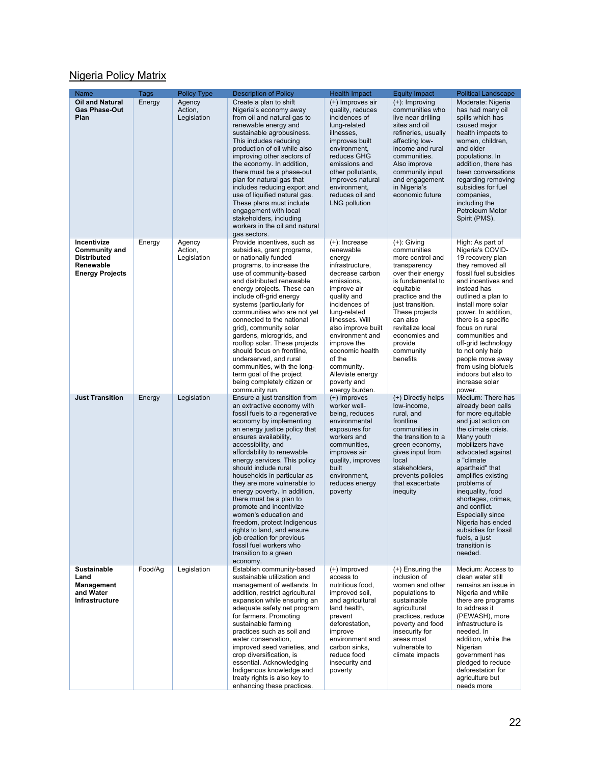## Nigeria Policy Matrix

| Name | Tags | Policy Type | Description of Policy | Health Impact | Equity Impact | Political Landscape |
| --- | --- | --- | --- | --- | --- | --- |
| **Oil and Natural Gas Phase-Out Plan** | Energy | Agency Action, Legislation | Create a plan to shift Nigeria's economy away from oil and natural gas to renewable energy and sustainable agrobusiness. This includes reducing production of oil while also improving other sectors of the economy. In addition, there must be a phase-out plan for natural gas that includes reducing export and use of liquified natural gas. These plans must include engagement with local stakeholders, including workers in the oil and natural gas sectors. | (+) Improves air quality, reduces incidences of lung-related illnesses, improves built environment, reduces GHG emissions and other pollutants, improves natural environment, reduces oil and LNG pollution | (+): Improving communities who live near drilling sites and oil refineries, usually affecting low-income and rural communities. Also improve community input and engagement in Nigeria's economic future | Moderate: Nigeria has had many oil spills which has caused major health impacts to women, children, and older populations. In addition, there has been conversations regarding removing subsidies for fuel companies, including the Petroleum Motor Spirit (PMS). |
| **Incentivize Community and Distributed Renewable Energy Projects** | Energy | Agency Action, Legislation | Provide incentives, such as subsidies, grant programs, or nationally funded programs, to increase the use of community-based and distributed renewable energy projects. These can include off-grid energy systems (particularly for communities who are not yet connected to the national grid), community solar gardens, microgrids, and rooftop solar. These projects should focus on frontline, underserved, and rural communities, with the long-term goal of the project being completely citizen or community run. | (+): Increase renewable energy infrastructure, decrease carbon emissions, improve air quality and incidences of lung-related illnesses. Will also improve built environment and improve the economic health of the community. Alleviate energy poverty and energy burden. | (+): Giving communities more control and transparency over their energy is fundamental to equitable practice and the just transition. These projects can also revitalize local economies and provide community benefits | High: As part of Nigeria's COVID-19 recovery plan they removed all fossil fuel subsidies and incentives and instead has outlined a plan to install more solar power. In addition, there is a specific focus on rural communities and off-grid technology to not only help people move away from using biofuels indoors but also to increase solar power. |
| **Just Transition** | Energy | Legislation | Ensure a just transition from an extractive economy with fossil fuels to a regenerative economy by implementing an energy justice policy that ensures availability, accessibility, and affordability to renewable energy services. This policy should include rural households in particular as they are more vulnerable to energy poverty. In addition, there must be a plan to promote and incentivize women's education and freedom, protect Indigenous rights to land, and ensure job creation for previous fossil fuel workers who transition to a green economy. | (+) Improves worker well-being, reduces environmental exposures for workers and communities, improves air quality, improves built environment, reduces energy poverty | (+) Directly helps low-income, rural, and frontline communities in the transition to a green economy, gives input from local stakeholders, prevents policies that exacerbate inequity | Medium: There has already been calls for more equitable and just action on the climate crisis. Many youth mobilizers have advocated against a "climate apartheid" that amplifies existing problems of inequality, food shortages, crimes, and conflict. Especially since Nigeria has ended subsidies for fossil fuels, a just transition is needed. |
| **Sustainable Land Management and Water Infrastructure** | Food/Ag | Legislation | Establish community-based sustainable utilization and management of wetlands. In addition, restrict agricultural expansion while ensuring an adequate safety net program for farmers. Promoting sustainable farming practices such as soil and water conservation, improved seed varieties, and crop diversification, is essential. Acknowledging Indigenous knowledge and treaty rights is also key to enhancing these practices. | (+) Improved access to nutritious food, improved soil, and agricultural land health, prevent deforestation, improve environment and carbon sinks, reduce food insecurity and poverty | (+) Ensuring the inclusion of women and other populations to sustainable agricultural practices, reduce poverty and food insecurity for areas most vulnerable to climate impacts | Medium: Access to clean water still remains an issue in Nigeria and while there are programs to address it (PEWASH), more infrastructure is needed. In addition, while the Nigerian government has pledged to reduce deforestation for agriculture but needs more |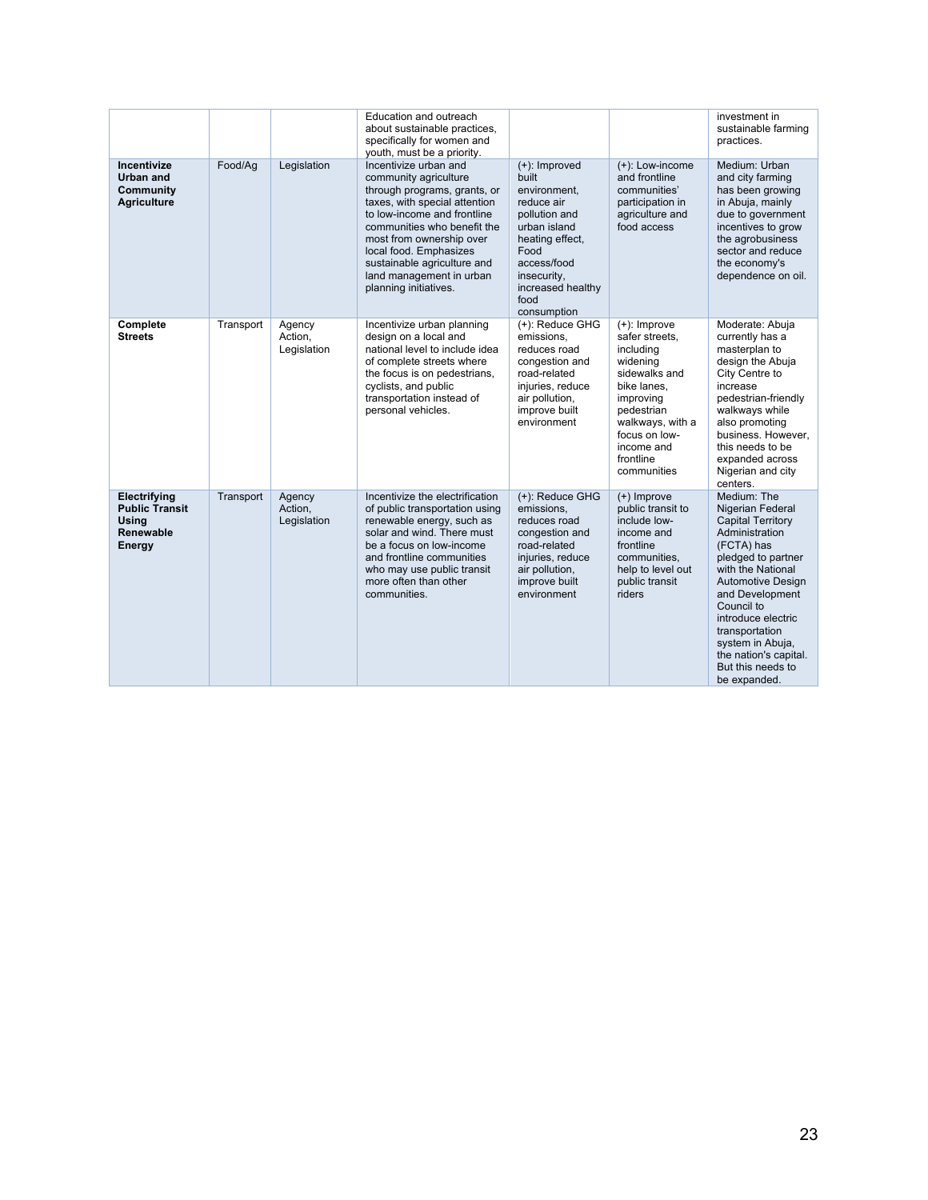| | | | | | | |
|---|---|---|---|---|---|---|
| | | | Education and outreach about sustainable practices, specifically for women and youth, must be a priority. | | | investment in sustainable farming practices. |
| **Incentivize Urban and Community Agriculture** | Food/Ag | Legislation | Incentivize urban and community agriculture through programs, grants, or taxes, with special attention to low-income and frontline communities who benefit the most from ownership over local food. Emphasizes sustainable agriculture and land management in urban planning initiatives. | (+): Improved built environment, reduce air pollution and urban island heating effect, Food access/food insecurity, increased healthy food consumption | (+): Low-income and frontline communities' participation in agriculture and food access | Medium: Urban and city farming has been growing in Abuja, mainly due to government incentives to grow the agrobusiness sector and reduce the economy's dependence on oil. |
| **Complete Streets** | Transport | Agency Action, Legislation | Incentivize urban planning design on a local and national level to include idea of complete streets where the focus is on pedestrians, cyclists, and public transportation instead of personal vehicles. | (+): Reduce GHG emissions, reduces road congestion and road-related injuries, reduce air pollution, improve built environment | (+): Improve safer streets, including widening sidewalks and bike lanes, improving pedestrian walkways, with a focus on low-income and frontline communities | Moderate: Abuja currently has a masterplan to design the Abuja City Centre to increase pedestrian-friendly walkways while also promoting business. However, this needs to be expanded across Nigerian and city centers. |
| **Electrifying Public Transit Using Renewable Energy** | Transport | Agency Action, Legislation | Incentivize the electrification of public transportation using renewable energy, such as solar and wind. There must be a focus on low-income and frontline communities who may use public transit more often than other communities. | (+): Reduce GHG emissions, reduces road congestion and road-related injuries, reduce air pollution, improve built environment | (+) Improve public transit to include low-income and frontline communities, help to level out public transit riders | Medium: The Nigerian Federal Capital Territory Administration (FCTA) has pledged to partner with the National Automotive Design and Development Council to introduce electric transportation system in Abuja, the nation's capital. But this needs to be expanded. |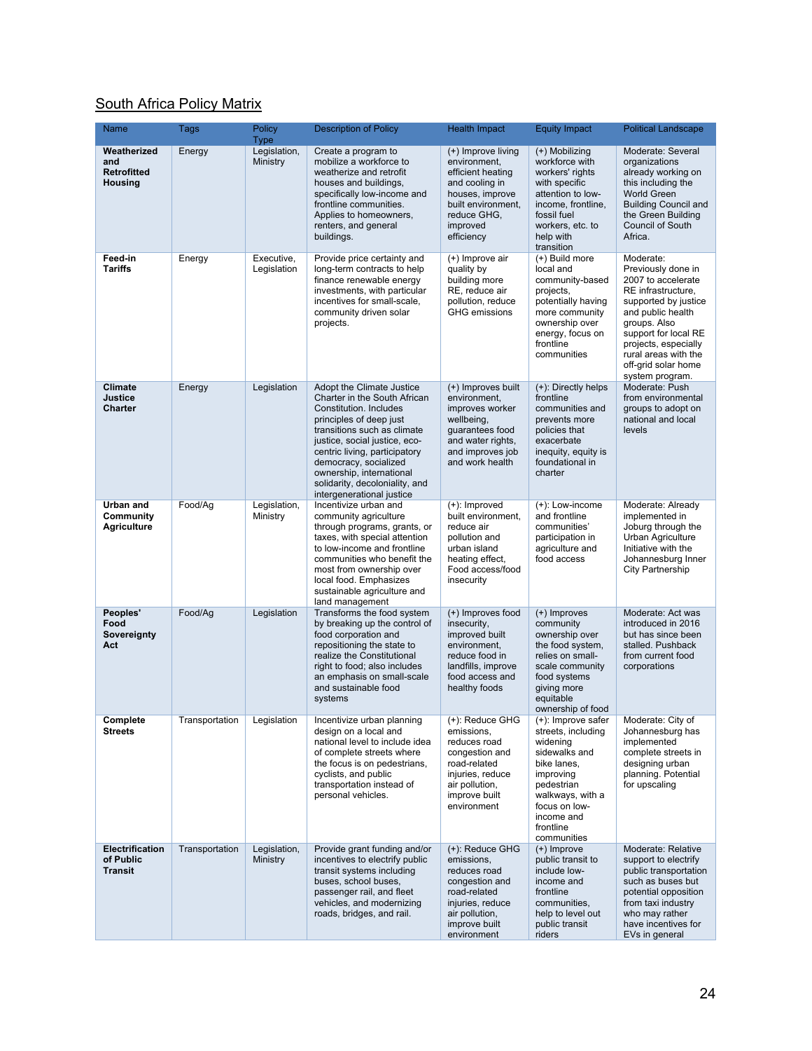## South Africa Policy Matrix

| Name | Tags | Policy Type | Description of Policy | Health Impact | Equity Impact | Political Landscape |
|---|---|---|---|---|---|---|
| **Weatherized and Retrofitted Housing** | Energy | Legislation, Ministry | Create a program to mobilize a workforce to weatherize and retrofit houses and buildings, specifically low-income and frontline communities. Applies to homeowners, renters, and general buildings. | (+) Improve living environment, efficient heating and cooling in houses, improve built environment, reduce GHG, improved efficiency | (+) Mobilizing workforce with workers' rights with specific attention to low-income, frontline, fossil fuel workers, etc. to help with transition | Moderate: Several organizations already working on this including the World Green Building Council and the Green Building Council of South Africa. |
| **Feed-in Tariffs** | Energy | Executive, Legislation | Provide price certainty and long-term contracts to help finance renewable energy investments, with particular incentives for small-scale, community driven solar projects. | (+) Improve air quality by building more RE, reduce air pollution, reduce GHG emissions | (+) Build more local and community-based projects, potentially having more community ownership over energy, focus on frontline communities | Moderate: Previously done in 2007 to accelerate RE infrastructure, supported by justice and public health groups. Also support for local RE projects, especially rural areas with the off-grid solar home system program. |
| **Climate Justice Charter** | Energy | Legislation | Adopt the Climate Justice Charter in the South African Constitution. Includes principles of deep just transitions such as climate justice, social justice, eco-centric living, participatory democracy, socialized ownership, international solidarity, decoloniality, and intergenerational justice | (+) Improves built environment, improves worker wellbeing, guarantees food and water rights, and improves job and work health | (+): Directly helps frontline communities and prevents more policies that exacerbate inequity, equity is foundational in charter | Moderate: Push from environmental groups to adopt on national and local levels |
| **Urban and Community Agriculture** | Food/Ag | Legislation, Ministry | Incentivize urban and community agriculture through programs, grants, or taxes, with special attention to low-income and frontline communities who benefit the most from ownership over local food. Emphasizes sustainable agriculture and land management | (+): Improved built environment, reduce air pollution and urban island heating effect, Food access/food insecurity | (+): Low-income and frontline communities' participation in agriculture and food access | Moderate: Already implemented in Joburg through the Urban Agriculture Initiative with the Johannesburg Inner City Partnership |
| **Peoples' Food Sovereignty Act** | Food/Ag | Legislation | Transforms the food system by breaking up the control of food corporation and repositioning the state to realize the Constitutional right to food; also includes an emphasis on small-scale and sustainable food systems | (+) Improves food insecurity, improved built environment, reduce food in landfills, improve food access and healthy foods | (+) Improves community ownership over the food system, relies on small-scale community food systems giving more equitable ownership of food | Moderate: Act was introduced in 2016 but has since been stalled. Pushback from current food corporations |
| **Complete Streets** | Transportation | Legislation | Incentivize urban planning design on a local and national level to include idea of complete streets where the focus is on pedestrians, cyclists, and public transportation instead of personal vehicles. | (+): Reduce GHG emissions, reduces road congestion and road-related injuries, reduce air pollution, improve built environment | (+): Improve safer streets, including widening sidewalks and bike lanes, improving pedestrian walkways, with a focus on low-income and frontline communities | Moderate: City of Johannesburg has implemented complete streets in designing urban planning. Potential for upscaling |
| **Electrification of Public Transit** | Transportation | Legislation, Ministry | Provide grant funding and/or incentives to electrify public transit systems including buses, school buses, passenger rail, and fleet vehicles, and modernizing roads, bridges, and rail. | (+): Reduce GHG emissions, reduces road congestion and road-related injuries, reduce air pollution, improve built environment | (+) Improve public transit to include low-income and frontline communities, help to level out public transit riders | Moderate: Relative support to electrify public transportation such as buses but potential opposition from taxi industry who may rather have incentives for EVs in general |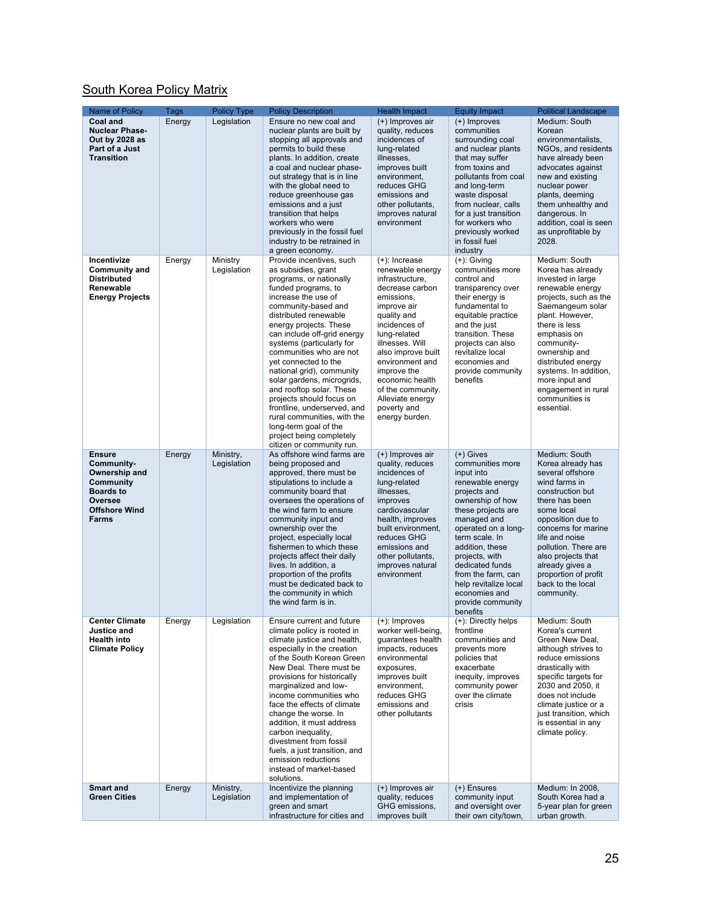## South Korea Policy Matrix

| Name of Policy | Tags | Policy Type | Policy Description | Health Impact | Equity Impact | Political Landscape |
|---|---|---|---|---|---|---|
| **Coal and Nuclear Phase-Out by 2028 as Part of a Just Transition** | Energy | Legislation | Ensure no new coal and nuclear plants are built by stopping all approvals and permits to build these plants. In addition, create a coal and nuclear phase-out strategy that is in line with the global need to reduce greenhouse gas emissions and a just transition that helps workers who were previously in the fossil fuel industry to be retrained in a green economy. | (+) Improves air quality, reduces incidences of lung-related illnesses, improves built environment, reduces GHG emissions and other pollutants, improves natural environment | (+) Improves communities surrounding coal and nuclear plants that may suffer from toxins and pollutants from coal and long-term waste disposal from nuclear, calls for a just transition for workers who previously worked in fossil fuel industry | Medium: South Korean environmentalists, NGOs, and residents have already been advocates against new and existing nuclear power plants, deeming them unhealthy and dangerous. In addition, coal is seen as unprofitable by 2028. |
| **Incentivize Community and Distributed Renewable Energy Projects** | Energy | Ministry Legislation | Provide incentives, such as subsidies, grant programs, or nationally funded programs, to increase the use of community-based and distributed renewable energy projects. These can include off-grid energy systems (particularly for communities who are not yet connected to the national grid), community solar gardens, microgrids, and rooftop solar. These projects should focus on frontline, underserved, and rural communities, with the long-term goal of the project being completely citizen or community run. | (+): Increase renewable energy infrastructure, decrease carbon emissions, improve air quality and incidences of lung-related illnesses. Will also improve built environment and improve the economic health of the community. Alleviate energy poverty and energy burden. | (+): Giving communities more control and transparency over their energy is fundamental to equitable practice and the just transition. These projects can also revitalize local economies and provide community benefits | Medium: South Korea has already invested in large renewable energy projects, such as the Saemangeum solar plant. However, there is less emphasis on community-ownership and distributed energy systems. In addition, more input and engagement in rural communities is essential. |
| **Ensure Community-Ownership and Community Boards to Oversee Offshore Wind Farms** | Energy | Ministry, Legislation | As offshore wind farms are being proposed and approved, there must be stipulations to include a community board that oversees the operations of the wind farm to ensure community input and ownership over the project, especially local fishermen to which these projects affect their daily lives. In addition, a proportion of the profits must be dedicated back to the community in which the wind farm is in. | (+) Improves air quality, reduces incidences of lung-related illnesses, improves cardiovascular health, improves built environment, reduces GHG emissions and other pollutants, improves natural environment | (+) Gives communities more input into renewable energy projects and ownership of how these projects are managed and operated on a long-term scale. In addition, these projects, with dedicated funds from the farm, can help revitalize local economies and provide community benefits | Medium: South Korea already has several offshore wind farms in construction but there has been some local opposition due to concerns for marine life and noise pollution. There are also projects that already gives a proportion of profit back to the local community. |
| **Center Climate Justice and Health into Climate Policy** | Energy | Legislation | Ensure current and future climate policy is rooted in climate justice and health, especially in the creation of the South Korean Green New Deal. There must be provisions for historically marginalized and low-income communities who face the effects of climate change the worse. In addition, it must address carbon inequality, divestment from fossil fuels, a just transition, and emission reductions instead of market-based solutions. | (+): Improves worker well-being, guarantees health impacts, reduces environmental exposures, improves built environment, reduces GHG emissions and other pollutants | (+): Directly helps frontline communities and prevents more policies that exacerbate inequity, improves community power over the climate crisis | Medium: South Korea's current Green New Deal, although strives to reduce emissions drastically with specific targets for 2030 and 2050, it does not include climate justice or a just transition, which is essential in any climate policy. |
| **Smart and Green Cities** | Energy | Ministry, Legislation | Incentivize the planning and implementation of green and smart infrastructure for cities and | (+) Improves air quality, reduces GHG emissions, improves built | (+) Ensures community input and oversight over their own city/town, | Medium: In 2008, South Korea had a 5-year plan for green urban growth. |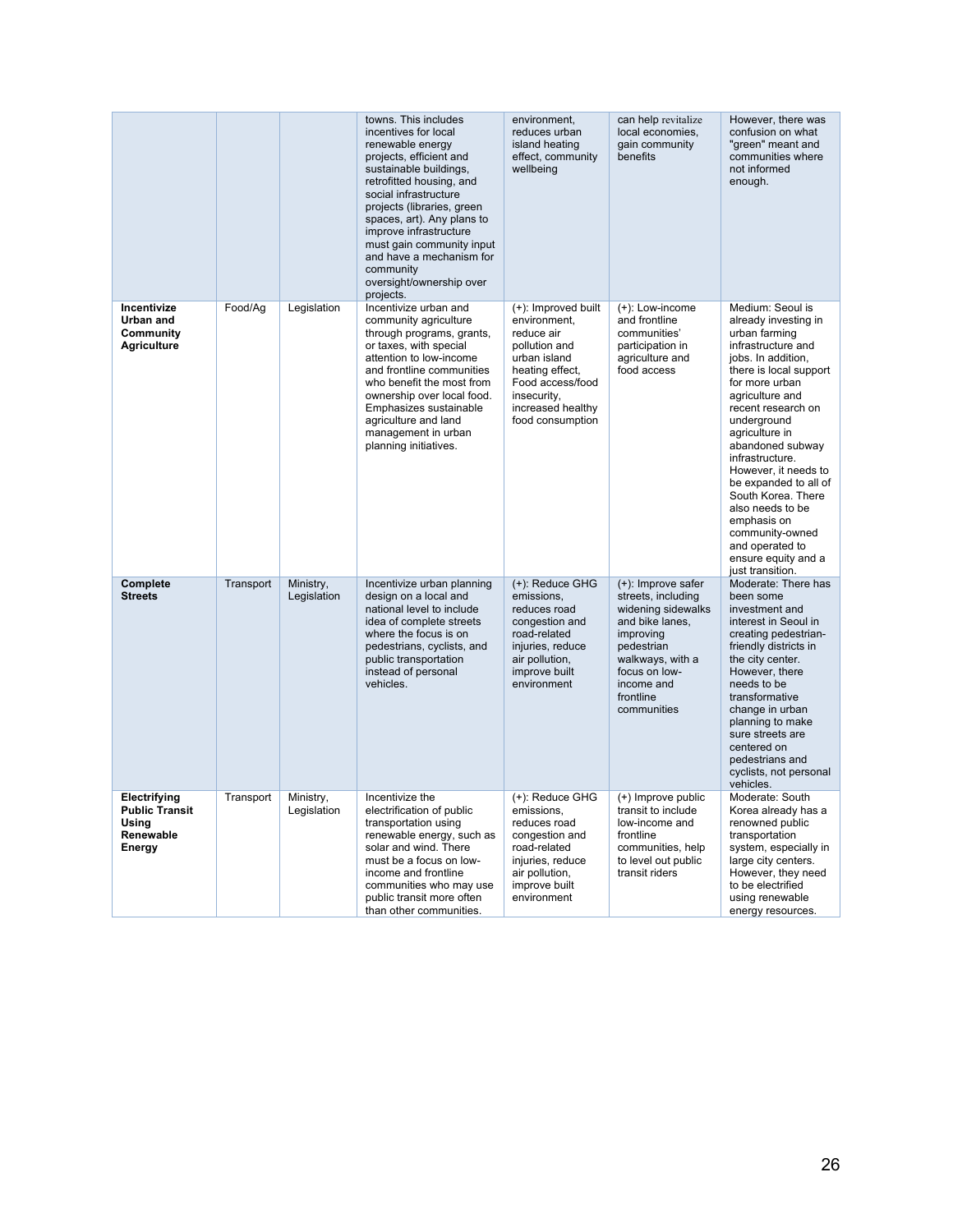| | | | towns. This includes incentives for local renewable energy projects, efficient and sustainable buildings, retrofitted housing, and social infrastructure projects (libraries, green spaces, art). Any plans to improve infrastructure must gain community input and have a mechanism for community oversight/ownership over projects. | environment, reduces urban island heating effect, community wellbeing | can help revitalize local economies, gain community benefits | However, there was confusion on what "green" meant and communities where not informed enough. |
|---|---|---|---|---|---|---|
| **Incentivize Urban and Community Agriculture** | Food/Ag | Legislation | Incentivize urban and community agriculture through programs, grants, or taxes, with special attention to low-income and frontline communities who benefit the most from ownership over local food. Emphasizes sustainable agriculture and land management in urban planning initiatives. | (+): Improved built environment, reduce air pollution and urban island heating effect, Food access/food insecurity, increased healthy food consumption | (+): Low-income and frontline communities' participation in agriculture and food access | Medium: Seoul is already investing in urban farming infrastructure and jobs. In addition, there is local support for more urban agriculture and recent research on underground agriculture in abandoned subway infrastructure. However, it needs to be expanded to all of South Korea. There also needs to be emphasis on community-owned and operated to ensure equity and a just transition. |
| **Complete Streets** | Transport | Ministry, Legislation | Incentivize urban planning design on a local and national level to include idea of complete streets where the focus is on pedestrians, cyclists, and public transportation instead of personal vehicles. | (+): Reduce GHG emissions, reduces road congestion and road-related injuries, reduce air pollution, improve built environment | (+): Improve safer streets, including widening sidewalks and bike lanes, improving pedestrian walkways, with a focus on low-income and frontline communities | Moderate: There has been some investment and interest in Seoul in creating pedestrian-friendly districts in the city center. However, there needs to be transformative change in urban planning to make sure streets are centered on pedestrians and cyclists, not personal vehicles. |
| **Electrifying Public Transit Using Renewable Energy** | Transport | Ministry, Legislation | Incentivize the electrification of public transportation using renewable energy, such as solar and wind. There must be a focus on low-income and frontline communities who may use public transit more often than other communities. | (+): Reduce GHG emissions, reduces road congestion and road-related injuries, reduce air pollution, improve built environment | (+) Improve public transit to include low-income and frontline communities, help to level out public transit riders | Moderate: South Korea already has a renowned public transportation system, especially in large city centers. However, they need to be electrified using renewable energy resources. |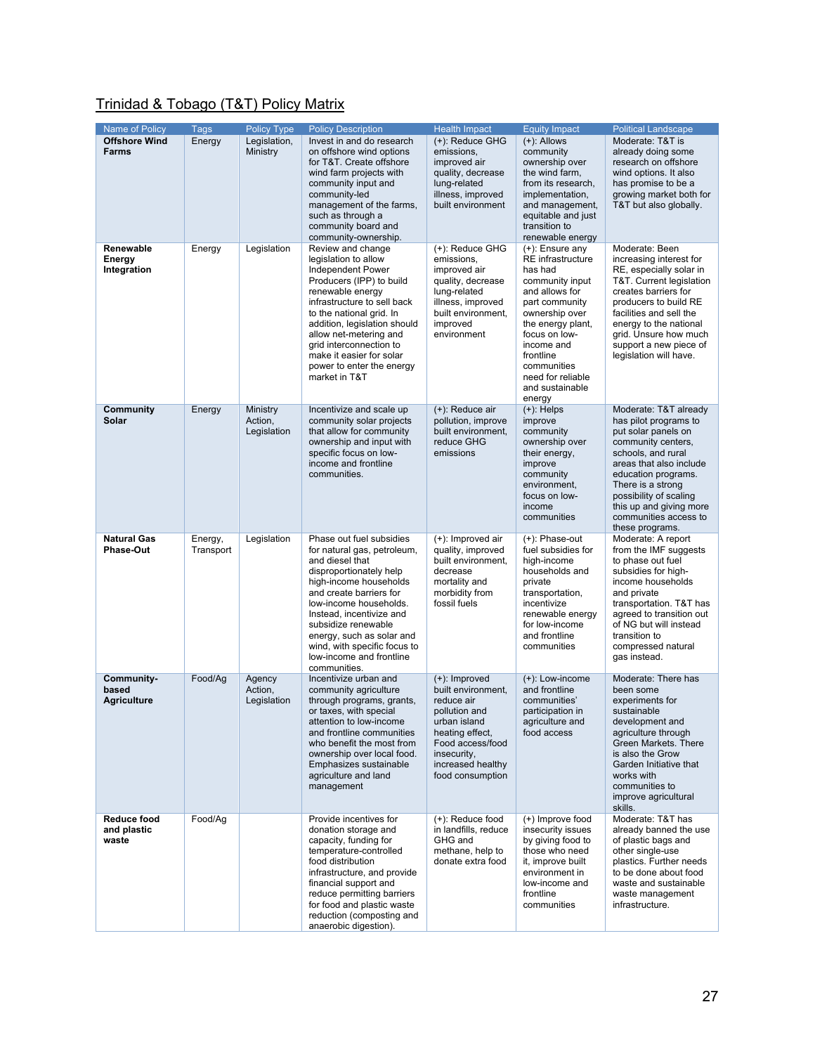## Trinidad & Tobago (T&T) Policy Matrix

| Name of Policy | Tags | Policy Type | Policy Description | Health Impact | Equity Impact | Political Landscape |
|---|---|---|---|---|---|---|
| **Offshore Wind Farms** | Energy | Legislation, Ministry | Invest in and do research on offshore wind options for T&T. Create offshore wind farm projects with community input and community-led management of the farms, such as through a community board and community-ownership. | (+): Reduce GHG emissions, improved air quality, decrease lung-related illness, improved built environment | (+): Allows community ownership over the wind farm, from its research, implementation, and management, equitable and just transition to renewable energy | Moderate: T&T is already doing some research on offshore wind options. It also has promise to be a growing market both for T&T but also globally. |
| **Renewable Energy Integration** | Energy | Legislation | Review and change legislation to allow Independent Power Producers (IPP) to build renewable energy infrastructure to sell back to the national grid. In addition, legislation should allow net-metering and grid interconnection to make it easier for solar power to enter the energy market in T&T | (+): Reduce GHG emissions, improved air quality, decrease lung-related illness, improved built environment, improved environment | (+): Ensure any RE infrastructure has had community input and allows for part community ownership over the energy plant, focus on low-income and frontline communities need for reliable and sustainable energy | Moderate: Been increasing interest for RE, especially solar in T&T. Current legislation creates barriers for producers to build RE facilities and sell the energy to the national grid. Unsure how much support a new piece of legislation will have. |
| **Community Solar** | Energy | Ministry Action, Legislation | Incentivize and scale up community solar projects that allow for community ownership and input with specific focus on low-income and frontline communities. | (+): Reduce air pollution, improve built environment, reduce GHG emissions | (+): Helps improve community ownership over their energy, improve community environment, focus on low-income communities | Moderate: T&T already has pilot programs to put solar panels on community centers, schools, and rural areas that also include education programs. There is a strong possibility of scaling this up and giving more communities access to these programs. |
| **Natural Gas Phase-Out** | Energy, Transport | Legislation | Phase out fuel subsidies for natural gas, petroleum, and diesel that disproportionately help high-income households and create barriers for low-income households. Instead, incentivize and subsidize renewable energy, such as solar and wind, with specific focus to low-income and frontline communities. | (+): Improved air quality, improved built environment, decrease mortality and morbidity from fossil fuels | (+): Phase-out fuel subsidies for high-income households and private transportation, incentivize renewable energy for low-income and frontline communities | Moderate: A report from the IMF suggests to phase out fuel subsidies for high-income households and private transportation. T&T has agreed to transition out of NG but will instead transition to compressed natural gas instead. |
| **Community-based Agriculture** | Food/Ag | Agency Action, Legislation | Incentivize urban and community agriculture through programs, grants, or taxes, with special attention to low-income and frontline communities who benefit the most from ownership over local food. Emphasizes sustainable agriculture and land management | (+): Improved built environment, reduce air pollution and urban island heating effect, Food access/food insecurity, increased healthy food consumption | (+): Low-income and frontline communities' participation in agriculture and food access | Moderate: There has been some experiments for sustainable development and agriculture through Green Markets. There is also the Grow Garden Initiative that works with communities to improve agricultural skills. |
| **Reduce food and plastic waste** | Food/Ag | | Provide incentives for donation storage and capacity, funding for temperature-controlled food distribution infrastructure, and provide financial support and reduce permitting barriers for food and plastic waste reduction (composting and anaerobic digestion). | (+): Reduce food in landfills, reduce GHG and methane, help to donate extra food | (+) Improve food insecurity issues by giving food to those who need it, improve built environment in low-income and frontline communities | Moderate: T&T has already banned the use of plastic bags and other single-use plastics. Further needs to be done about food waste and sustainable waste management infrastructure. |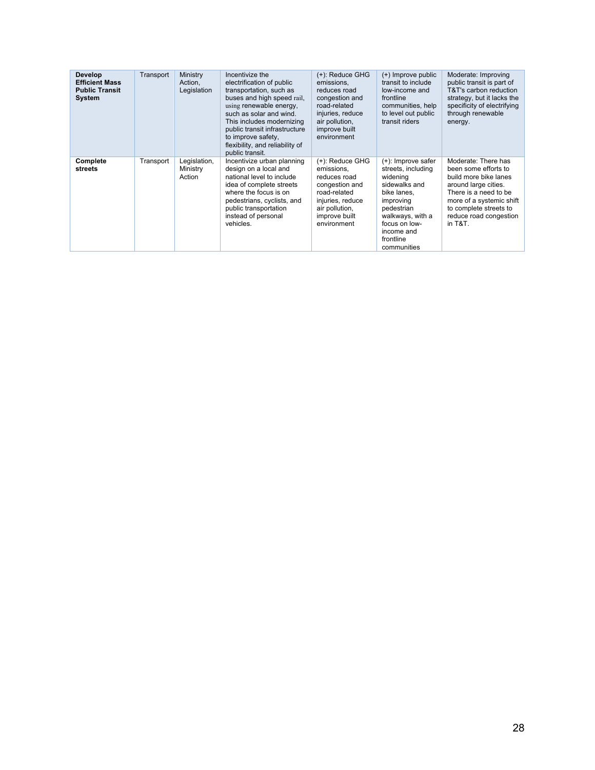| **Develop Efficient Mass Public Transit System** | Transport | Ministry Action, Legislation | Incentivize the electrification of public transportation, such as buses and high speed rail, using renewable energy, such as solar and wind. This includes modernizing public transit infrastructure to improve safety, flexibility, and reliability of public transit. | (+): Reduce GHG emissions, reduces road congestion and road-related injuries, reduce air pollution, improve built environment | (+) Improve public transit to include low-income and frontline communities, help to level out public transit riders | Moderate: Improving public transit is part of T&T's carbon reduction strategy, but it lacks the specificity of electrifying through renewable energy. |
|---|---|---|---|---|---|---|
| **Complete streets** | Transport | Legislation, Ministry Action | Incentivize urban planning design on a local and national level to include idea of complete streets where the focus is on pedestrians, cyclists, and public transportation instead of personal vehicles. | (+): Reduce GHG emissions, reduces road congestion and road-related injuries, reduce air pollution, improve built environment | (+): Improve safer streets, including widening sidewalks and bike lanes, improving pedestrian walkways, with a focus on low-income and frontline communities | Moderate: There has been some efforts to build more bike lanes around large cities. There is a need to be more of a systemic shift to complete streets to reduce road congestion in T&T. |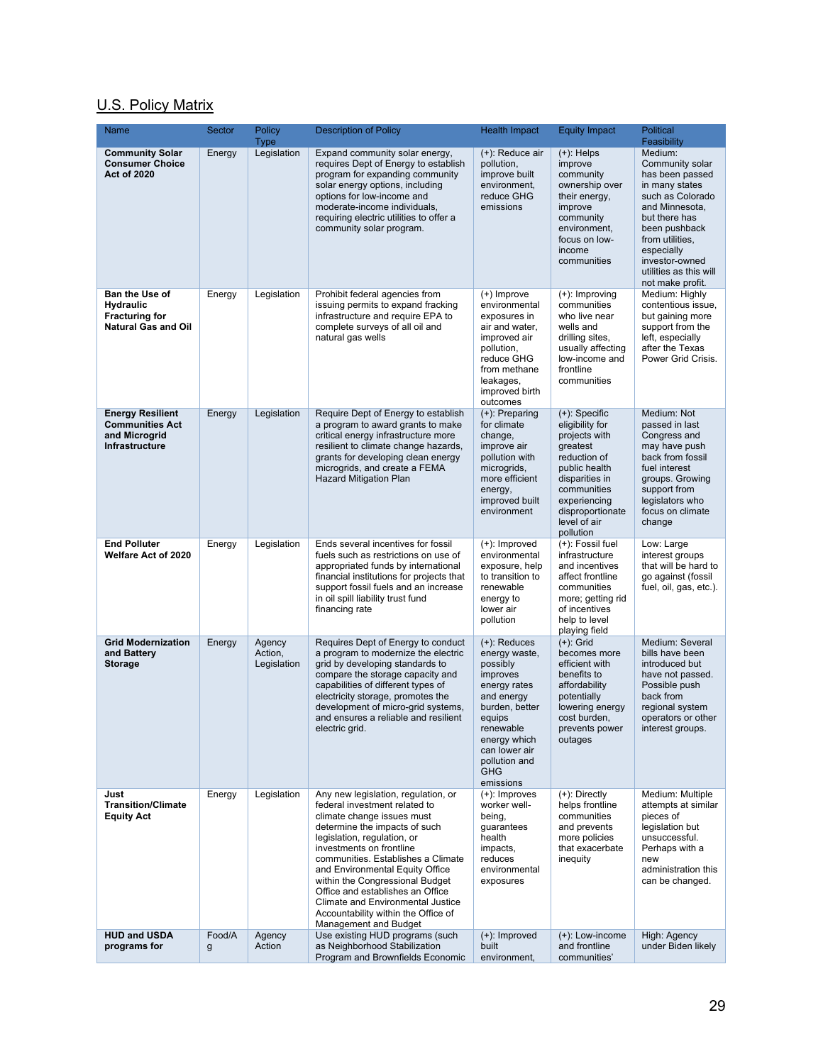## U.S. Policy Matrix

| Name | Sector | Policy Type | Description of Policy | Health Impact | Equity Impact | Political Feasibility |
|---|---|---|---|---|---|---|
| **Community Solar Consumer Choice Act of 2020** | Energy | Legislation | Expand community solar energy, requires Dept of Energy to establish program for expanding community solar energy options, including options for low-income and moderate-income individuals, requiring electric utilities to offer a community solar program. | (+): Reduce air pollution, improve built environment, reduce GHG emissions | (+): Helps improve community ownership over their energy, improve community environment, focus on low-income communities | Medium: Community solar has been passed in many states such as Colorado and Minnesota, but there has been pushback from utilities, especially investor-owned utilities as this will not make profit. |
| **Ban the Use of Hydraulic Fracturing for Natural Gas and Oil** | Energy | Legislation | Prohibit federal agencies from issuing permits to expand fracking infrastructure and require EPA to complete surveys of all oil and natural gas wells | (+) Improve environmental exposures in air and water, improved air pollution, reduce GHG from methane leakages, improved birth outcomes | (+): Improving communities who live near wells and drilling sites, usually affecting low-income and frontline communities | Medium: Highly contentious issue, but gaining more support from the left, especially after the Texas Power Grid Crisis. |
| **Energy Resilient Communities Act and Microgrid Infrastructure** | Energy | Legislation | Require Dept of Energy to establish a program to award grants to make critical energy infrastructure more resilient to climate change hazards, grants for developing clean energy microgrids, and create a FEMA Hazard Mitigation Plan | (+): Preparing for climate change, improve air pollution with microgrids, more efficient energy, improved built environment | (+): Specific eligibility for projects with greatest reduction of public health disparities in communities experiencing disproportionate level of air pollution | Medium: Not passed in last Congress and may have push back from fossil fuel interest groups. Growing support from legislators who focus on climate change |
| **End Polluter Welfare Act of 2020** | Energy | Legislation | Ends several incentives for fossil fuels such as restrictions on use of appropriated funds by international financial institutions for projects that support fossil fuels and an increase in oil spill liability trust fund financing rate | (+): Improved environmental exposure, help to transition to renewable energy to lower air pollution | (+): Fossil fuel infrastructure and incentives affect frontline communities more; getting rid of incentives help to level playing field | Low: Large interest groups that will be hard to go against (fossil fuel, oil, gas, etc.). |
| **Grid Modernization and Battery Storage** | Energy | Agency Action, Legislation | Requires Dept of Energy to conduct a program to modernize the electric grid by developing standards to compare the storage capacity and capabilities of different types of electricity storage, promotes the development of micro-grid systems, and ensures a reliable and resilient electric grid. | (+): Reduces energy waste, possibly improves energy rates and energy burden, better equips renewable energy which can lower air pollution and GHG emissions | (+): Grid becomes more efficient with benefits to affordability potentially lowering energy cost burden, prevents power outages | Medium: Several bills have been introduced but have not passed. Possible push back from regional system operators or other interest groups. |
| **Just Transition/Climate Equity Act** | Energy | Legislation | Any new legislation, regulation, or federal investment related to climate change issues must determine the impacts of such legislation, regulation, or investments on frontline communities. Establishes a Climate and Environmental Equity Office within the Congressional Budget Office and establishes an Office Climate and Environmental Justice Accountability within the Office of Management and Budget | (+): Improves worker well-being, guarantees health impacts, reduces environmental exposures | (+): Directly helps frontline communities and prevents more policies that exacerbate inequity | Medium: Multiple attempts at similar pieces of legislation but unsuccessful. Perhaps with a new administration this can be changed. |
| **HUD and USDA programs for** | Food/Ag | Agency Action | Use existing HUD programs (such as Neighborhood Stabilization Program and Brownfields Economic | (+): Improved built environment, | (+): Low-income and frontline communities' | High: Agency under Biden likely |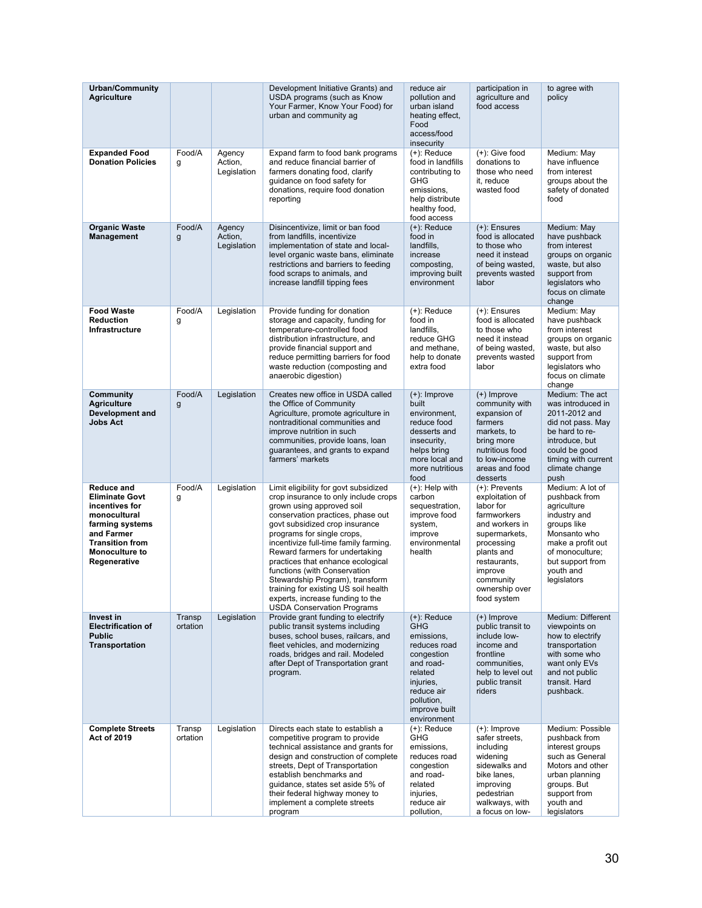| Urban/Community Agriculture | | | Development Initiative Grants) and USDA programs (such as Know Your Farmer, Know Your Food) for urban and community ag | reduce air pollution and urban island heating effect, Food access/food insecurity | participation in agriculture and food access | to agree with policy |
|---|---|---|---|---|---|---|
| **Expanded Food Donation Policies** | Food/Ag | Agency Action, Legislation | Expand farm to food bank programs and reduce financial barrier of farmers donating food, clarify guidance on food safety for donations, require food donation reporting | (+): Reduce food in landfills contributing to GHG emissions, help distribute healthy food, food access | (+): Give food donations to those who need it, reduce wasted food | Medium: May have influence from interest groups about the safety of donated food |
| **Organic Waste Management** | Food/Ag | Agency Action, Legislation | Disincentivize, limit or ban food from landfills, incentivize implementation of state and local-level organic waste bans, eliminate restrictions and barriers to feeding food scraps to animals, and increase landfill tipping fees | (+): Reduce food in landfills, increase composting, improving built environment | (+): Ensures food is allocated to those who need it instead of being wasted, prevents wasted labor | Medium: May have pushback from interest groups on organic waste, but also support from legislators who focus on climate change |
| **Food Waste Reduction Infrastructure** | Food/Ag | Legislation | Provide funding for donation storage and capacity, funding for temperature-controlled food distribution infrastructure, and provide financial support and reduce permitting barriers for food waste reduction (composting and anaerobic digestion) | (+): Reduce food in landfills, reduce GHG and methane, help to donate extra food | (+): Ensures food is allocated to those who need it instead of being wasted, prevents wasted labor | Medium: May have pushback from interest groups on organic waste, but also support from legislators who focus on climate change |
| **Community Agriculture Development and Jobs Act** | Food/Ag | Legislation | Creates new office in USDA called the Office of Community Agriculture, promote agriculture in nontraditional communities and improve nutrition in such communities, provide loans, loan guarantees, and grants to expand farmers' markets | (+): Improve built environment, reduce food desserts and insecurity, helps bring more local and more nutritious food | (+) Improve community with expansion of farmers markets, to bring more nutritious food to low-income areas and food desserts | Medium: The act was introduced in 2011-2012 and did not pass. May be hard to re-introduce, but could be good timing with current climate change push |
| **Reduce and Eliminate Govt incentives for monocultural farming systems and Farmer Transition from Monoculture to Regenerative** | Food/Ag | Legislation | Limit eligibility for govt subsidized crop insurance to only include crops grown using approved soil conservation practices, phase out govt subsidized crop insurance programs for single crops, incentivize full-time family farming. Reward farmers for undertaking practices that enhance ecological functions (with Conservation Stewardship Program), transform training for existing US soil health experts, increase funding to the USDA Conservation Programs | (+): Help with carbon sequestration, improve food system, improve environmental health | (+): Prevents exploitation of labor for farmworkers and workers in supermarkets, processing plants and restaurants, improve community ownership over food system | Medium: A lot of pushback from agriculture industry and groups like Monsanto who make a profit out of monoculture; but support from youth and legislators |
| **Invest in Electrification of Public Transportation** | Transportation | Legislation | Provide grant funding to electrify public transit systems including buses, school buses, railcars, and fleet vehicles, and modernizing roads, bridges and rail. Modeled after Dept of Transportation grant program. | (+): Reduce GHG emissions, reduces road congestion and road-related injuries, reduce air pollution, improve built environment | (+) Improve public transit to include low-income and frontline communities, help to level out public transit riders | Medium: Different viewpoints on how to electrify transportation with some who want only EVs and not public transit. Hard pushback. |
| **Complete Streets Act of 2019** | Transportation | Legislation | Directs each state to establish a competitive program to provide technical assistance and grants for design and construction of complete streets, Dept of Transportation establish benchmarks and guidance, states set aside 5% of their federal highway money to implement a complete streets program | (+): Reduce GHG emissions, reduces road congestion and road-related injuries, reduce air pollution, | (+): Improve safer streets, including widening sidewalks and bike lanes, improving pedestrian walkways, with a focus on low- | Medium: Possible pushback from interest groups such as General Motors and other urban planning groups. But support from youth and legislators |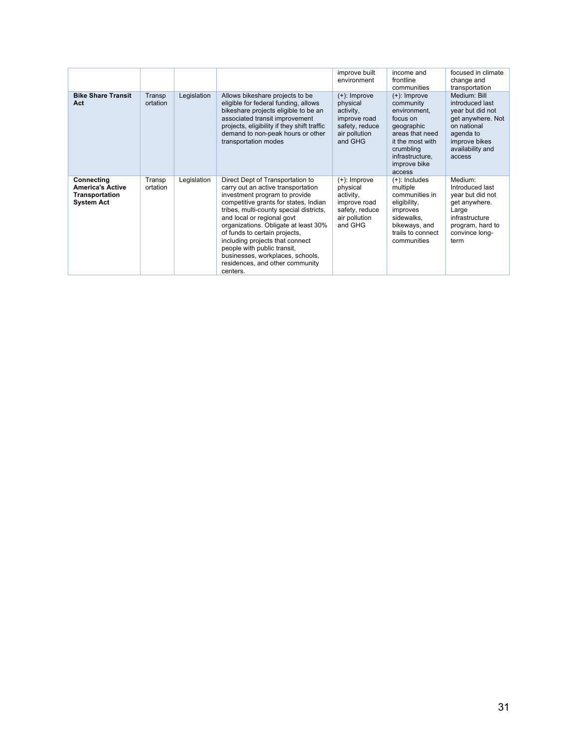| | | | | improve built environment | income and frontline communities | focused in climate change and transportation |
|---|---|---|---|---|---|---|
| **Bike Share Transit Act** | Transportation | Legislation | Allows bikeshare projects to be eligible for federal funding, allows bikeshare projects eligible to be an associated transit improvement projects, eligibility if they shift traffic demand to non-peak hours or other transportation modes | (+): Improve physical activity, improve road safety, reduce air pollution and GHG | (+): Improve community environment, focus on geographic areas that need it the most with crumbling infrastructure, improve bike access | Medium: Bill introduced last year but did not get anywhere. Not on national agenda to improve bikes availability and access |
| **Connecting America's Active Transportation System Act** | Transportation | Legislation | Direct Dept of Transportation to carry out an active transportation investment program to provide competitive grants for states, Indian tribes, multi-county special districts, and local or regional govt organizations. Obligate at least 30% of funds to certain projects, including projects that connect people with public transit, businesses, workplaces, schools, residences, and other community centers. | (+): Improve physical activity, improve road safety, reduce air pollution and GHG | (+): Includes multiple communities in eligibility, improves sidewalks, bikeways, and trails to connect communities | Medium: Introduced last year but did not get anywhere. Large infrastructure program, hard to convince long-term |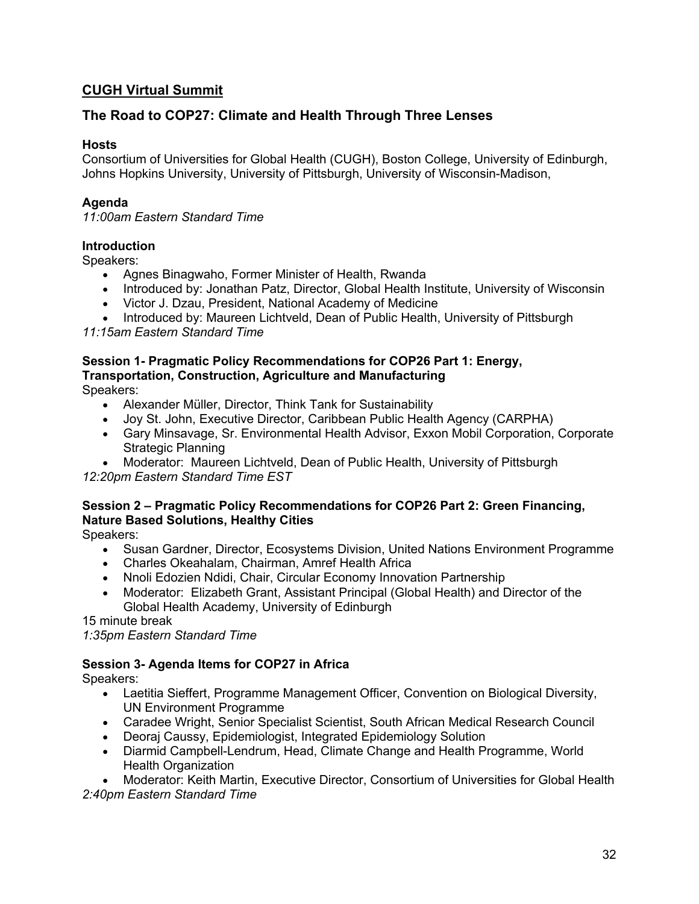## CUGH Virtual Summit

## The Road to COP27: Climate and Health Through Three Lenses

**Hosts**

Consortium of Universities for Global Health (CUGH), Boston College, University of Edinburgh, Johns Hopkins University, University of Pittsburgh, University of Wisconsin-Madison,

**Agenda**

*11:00am Eastern Standard Time*

**Introduction**

Speakers:

- Agnes Binagwaho, Former Minister of Health, Rwanda
- Introduced by: Jonathan Patz, Director, Global Health Institute, University of Wisconsin
- Victor J. Dzau, President, National Academy of Medicine
- Introduced by: Maureen Lichtveld, Dean of Public Health, University of Pittsburgh

*11:15am Eastern Standard Time*

**Session 1- Pragmatic Policy Recommendations for COP26 Part 1: Energy, Transportation, Construction, Agriculture and Manufacturing**

Speakers:

- Alexander Müller, Director, Think Tank for Sustainability
- Joy St. John, Executive Director, Caribbean Public Health Agency (CARPHA)
- Gary Minsavage, Sr. Environmental Health Advisor, Exxon Mobil Corporation, Corporate Strategic Planning
- Moderator: Maureen Lichtveld, Dean of Public Health, University of Pittsburgh

*12:20pm Eastern Standard Time EST*

**Session 2 – Pragmatic Policy Recommendations for COP26 Part 2: Green Financing, Nature Based Solutions, Healthy Cities**

Speakers:

- Susan Gardner, Director, Ecosystems Division, United Nations Environment Programme
- Charles Okeahalam, Chairman, Amref Health Africa
- Nnoli Edozien Ndidi, Chair, Circular Economy Innovation Partnership
- Moderator: Elizabeth Grant, Assistant Principal (Global Health) and Director of the Global Health Academy, University of Edinburgh

15 minute break

*1:35pm Eastern Standard Time*

**Session 3- Agenda Items for COP27 in Africa**

Speakers:

- Laetitia Sieffert, Programme Management Officer, Convention on Biological Diversity, UN Environment Programme
- Caradee Wright, Senior Specialist Scientist, South African Medical Research Council
- Deoraj Caussy, Epidemiologist, Integrated Epidemiology Solution
- Diarmid Campbell-Lendrum, Head, Climate Change and Health Programme, World Health Organization
- Moderator: Keith Martin, Executive Director, Consortium of Universities for Global Health

*2:40pm Eastern Standard Time*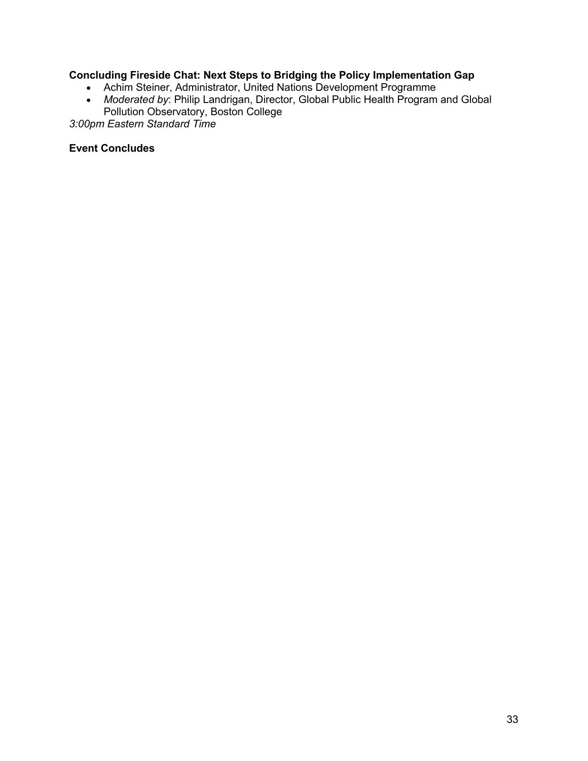**Concluding Fireside Chat: Next Steps to Bridging the Policy Implementation Gap**

- Achim Steiner, Administrator, United Nations Development Programme
- *Moderated by*: Philip Landrigan, Director, Global Public Health Program and Global Pollution Observatory, Boston College

*3:00pm Eastern Standard Time*

**Event Concludes**